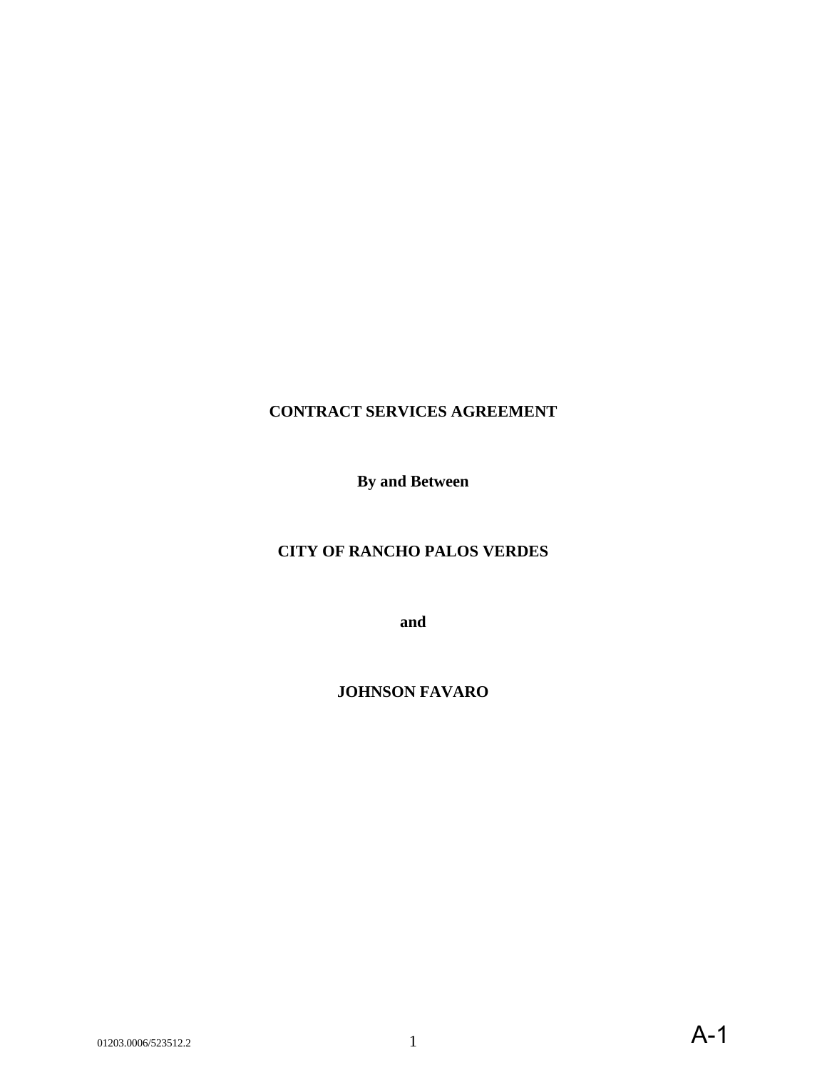**CONTRACT SERVICES AGREEMENT**

**By and Between**

**CITY OF RANCHO PALOS VERDES**

**and**

**JOHNSON FAVARO**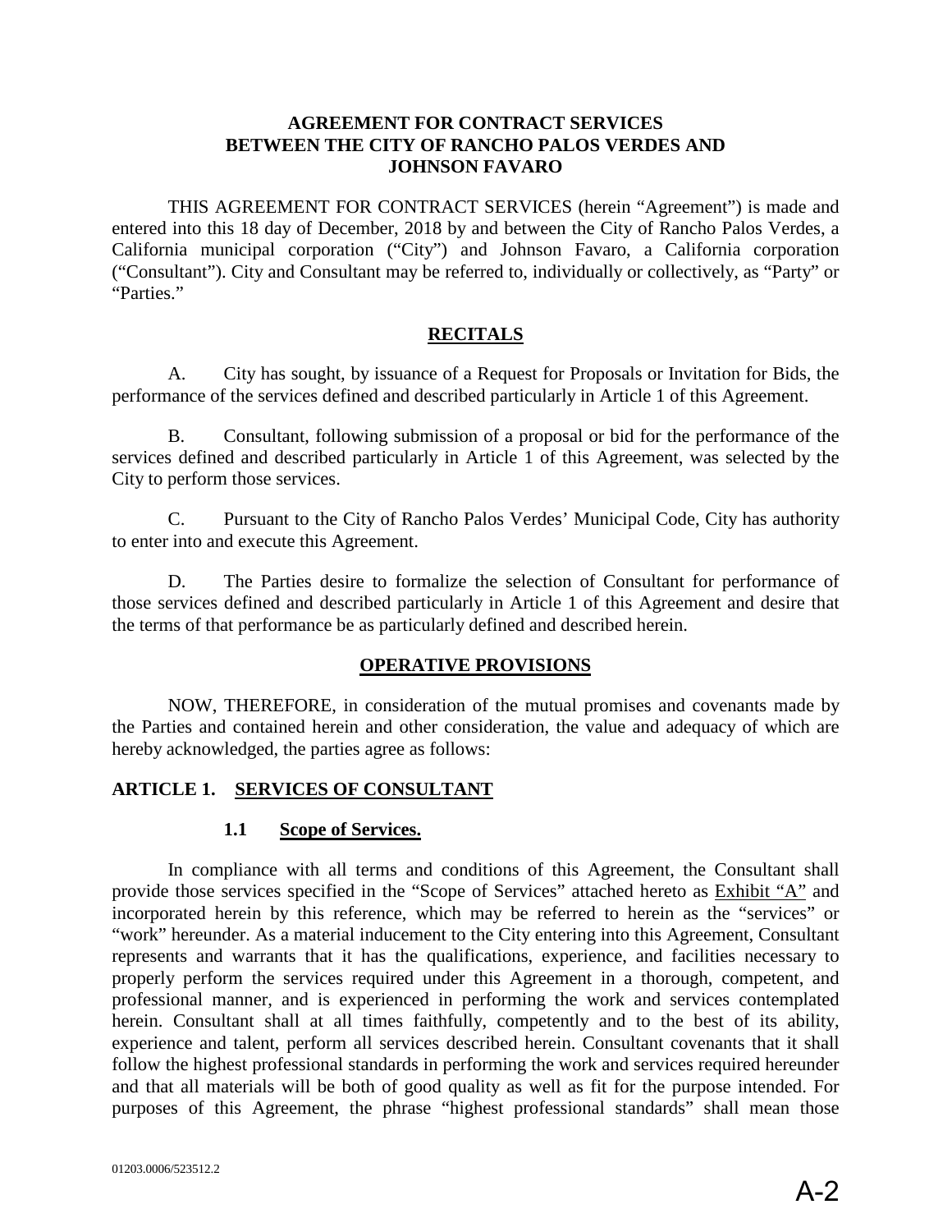**AGREEMENT FOR CONTRACT SERVICES BETWEEN THE CITY OF RANCHO PALOS VERDES AND JOHNSON FAVARO**

THIS AGREEMENT FOR CONTRACT SERVICES (herein "Agreement") is made and entered into this 18 day of December, 2018 by and between the City of Rancho Palos Verdes, a California municipal corporation ("City") and Johnson Favaro, a California corporation ("Consultant"). City and Consultant may be referred to, individually or collectively, as "Party" or "Parties."

**RECITALS**

A. City has sought, by issuance of a Request for Proposals or Invitation for Bids, the performance of the services defined and described particularly in Article 1 of this Agreement.

B. Consultant, following submission of a proposal or bid for the performance of the services defined and described particularly in Article 1 of this Agreement, was selected by the City to perform those services.

C. Pursuant to the City of Rancho Palos Verdes' Municipal Code, City has authority to enter into and execute this Agreement.

D. The Parties desire to formalize the selection of Consultant for performance of those services defined and described particularly in Article 1 of this Agreement and desire that the terms of that performance be as particularly defined and described herein.

**OPERATIVE PROVISIONS**

NOW, THEREFORE, in consideration of the mutual promises and covenants made by the Parties and contained herein and other consideration, the value and adequacy of which are hereby acknowledged, the parties agree as follows:

**ARTICLE 1. SERVICES OF CONSULTANT**

**1.1 Scope of Services.**

In compliance with all terms and conditions of this Agreement, the Consultant shall provide those services specified in the "Scope of Services" attached hereto as Exhibit "A" and incorporated herein by this reference, which may be referred to herein as the "services" or "work" hereunder. As a material inducement to the City entering into this Agreement, Consultant represents and warrants that it has the qualifications, experience, and facilities necessary to properly perform the services required under this Agreement in a thorough, competent, and professional manner, and is experienced in performing the work and services contemplated herein. Consultant shall at all times faithfully, competently and to the best of its ability, experience and talent, perform all services described herein. Consultant covenants that it shall follow the highest professional standards in performing the work and services required hereunder and that all materials will be both of good quality as well as fit for the purpose intended. For purposes of this Agreement, the phrase "highest professional standards" shall mean those

01203.0006/523512.2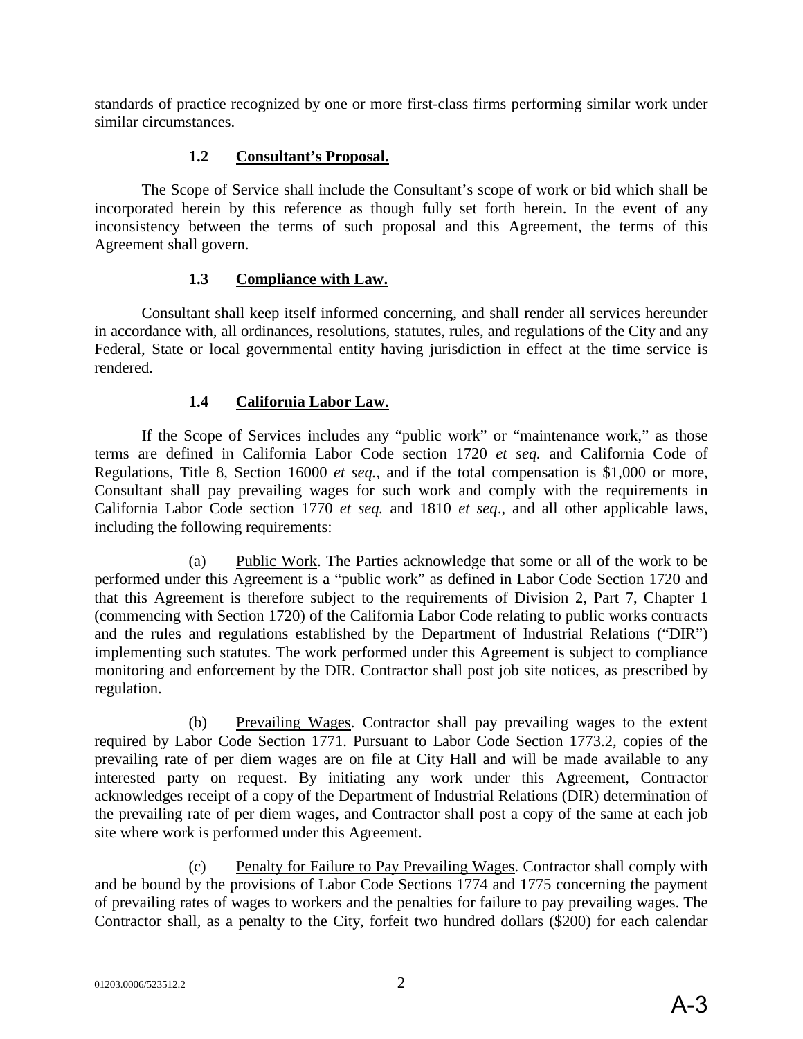standards of practice recognized by one or more first-class firms performing similar work under similar circumstances.

### 1.2 Consultant's Proposal.

The Scope of Service shall include the Consultant's scope of work or bid which shall be incorporated herein by this reference as though fully set forth herein. In the event of any inconsistency between the terms of such proposal and this Agreement, the terms of this Agreement shall govern.

### 1.3 Compliance with Law.

Consultant shall keep itself informed concerning, and shall render all services hereunder in accordance with, all ordinances, resolutions, statutes, rules, and regulations of the City and any Federal, State or local governmental entity having jurisdiction in effect at the time service is rendered.

### 1.4 California Labor Law.

If the Scope of Services includes any "public work" or "maintenance work," as those terms are defined in California Labor Code section 1720 *et seq.* and California Code of Regulations, Title 8, Section 16000 *et seq.*, and if the total compensation is $1,000 or more, Consultant shall pay prevailing wages for such work and comply with the requirements in California Labor Code section 1770 *et seq.* and 1810 *et seq*., and all other applicable laws, including the following requirements:

(a) Public Work. The Parties acknowledge that some or all of the work to be performed under this Agreement is a "public work" as defined in Labor Code Section 1720 and that this Agreement is therefore subject to the requirements of Division 2, Part 7, Chapter 1 (commencing with Section 1720) of the California Labor Code relating to public works contracts and the rules and regulations established by the Department of Industrial Relations ("DIR") implementing such statutes. The work performed under this Agreement is subject to compliance monitoring and enforcement by the DIR. Contractor shall post job site notices, as prescribed by regulation.

(b) Prevailing Wages. Contractor shall pay prevailing wages to the extent required by Labor Code Section 1771. Pursuant to Labor Code Section 1773.2, copies of the prevailing rate of per diem wages are on file at City Hall and will be made available to any interested party on request. By initiating any work under this Agreement, Contractor acknowledges receipt of a copy of the Department of Industrial Relations (DIR) determination of the prevailing rate of per diem wages, and Contractor shall post a copy of the same at each job site where work is performed under this Agreement.

(c) Penalty for Failure to Pay Prevailing Wages. Contractor shall comply with and be bound by the provisions of Labor Code Sections 1774 and 1775 concerning the payment of prevailing rates of wages to workers and the penalties for failure to pay prevailing wages. The Contractor shall, as a penalty to the City, forfeit two hundred dollars ($200) for each calendar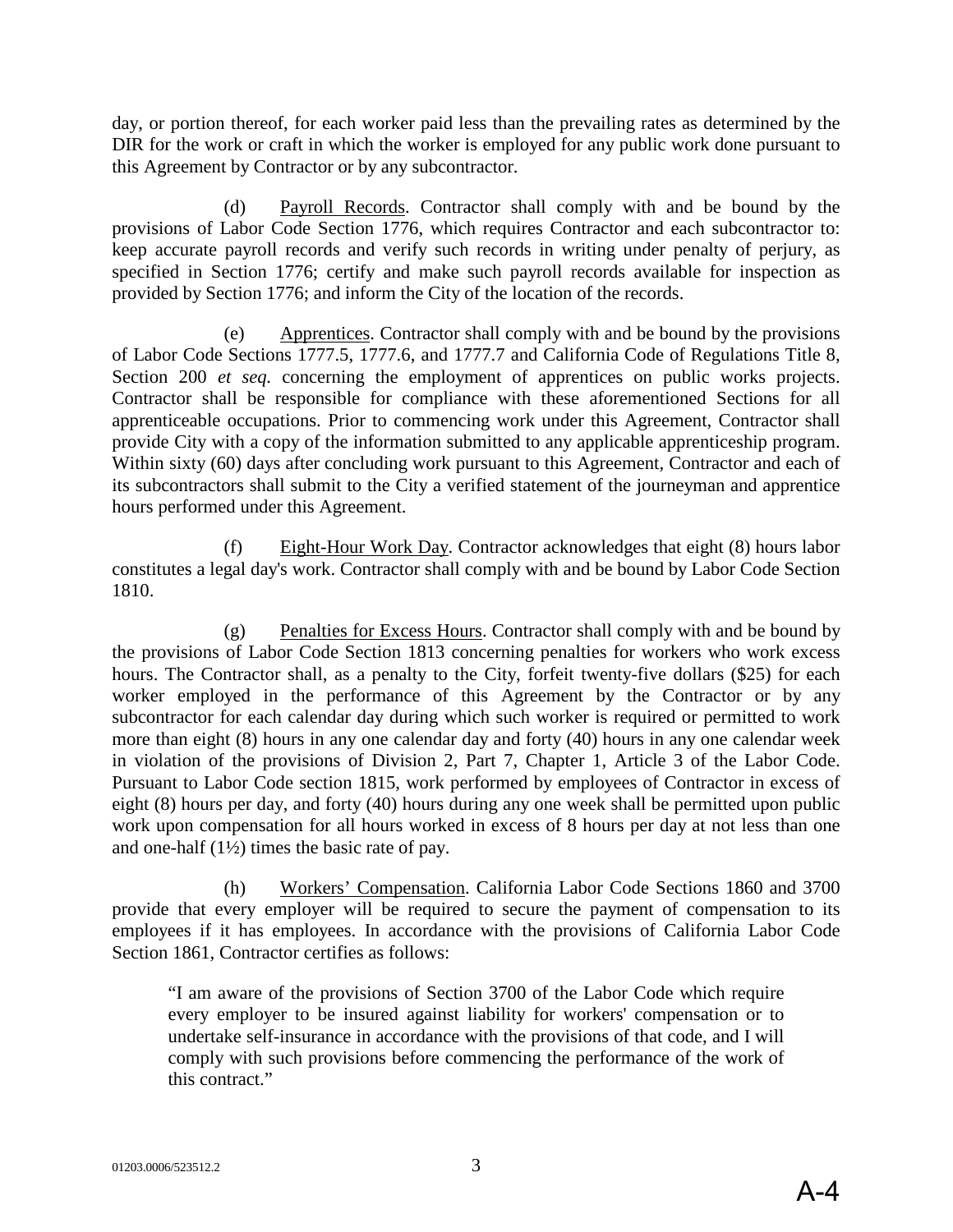day, or portion thereof, for each worker paid less than the prevailing rates as determined by the DIR for the work or craft in which the worker is employed for any public work done pursuant to this Agreement by Contractor or by any subcontractor.

(d) Payroll Records. Contractor shall comply with and be bound by the provisions of Labor Code Section 1776, which requires Contractor and each subcontractor to: keep accurate payroll records and verify such records in writing under penalty of perjury, as specified in Section 1776; certify and make such payroll records available for inspection as provided by Section 1776; and inform the City of the location of the records.

(e) Apprentices. Contractor shall comply with and be bound by the provisions of Labor Code Sections 1777.5, 1777.6, and 1777.7 and California Code of Regulations Title 8, Section 200 *et seq.* concerning the employment of apprentices on public works projects. Contractor shall be responsible for compliance with these aforementioned Sections for all apprenticeable occupations. Prior to commencing work under this Agreement, Contractor shall provide City with a copy of the information submitted to any applicable apprenticeship program. Within sixty (60) days after concluding work pursuant to this Agreement, Contractor and each of its subcontractors shall submit to the City a verified statement of the journeyman and apprentice hours performed under this Agreement.

(f) Eight-Hour Work Day. Contractor acknowledges that eight (8) hours labor constitutes a legal day's work. Contractor shall comply with and be bound by Labor Code Section 1810.

(g) Penalties for Excess Hours. Contractor shall comply with and be bound by the provisions of Labor Code Section 1813 concerning penalties for workers who work excess hours. The Contractor shall, as a penalty to the City, forfeit twenty-five dollars ($25) for each worker employed in the performance of this Agreement by the Contractor or by any subcontractor for each calendar day during which such worker is required or permitted to work more than eight (8) hours in any one calendar day and forty (40) hours in any one calendar week in violation of the provisions of Division 2, Part 7, Chapter 1, Article 3 of the Labor Code. Pursuant to Labor Code section 1815, work performed by employees of Contractor in excess of eight (8) hours per day, and forty (40) hours during any one week shall be permitted upon public work upon compensation for all hours worked in excess of 8 hours per day at not less than one and one-half (1½) times the basic rate of pay.

(h) Workers' Compensation. California Labor Code Sections 1860 and 3700 provide that every employer will be required to secure the payment of compensation to its employees if it has employees. In accordance with the provisions of California Labor Code Section 1861, Contractor certifies as follows:

> "I am aware of the provisions of Section 3700 of the Labor Code which require every employer to be insured against liability for workers' compensation or to undertake self-insurance in accordance with the provisions of that code, and I will comply with such provisions before commencing the performance of the work of this contract."

01203.0006/523512.2

A-4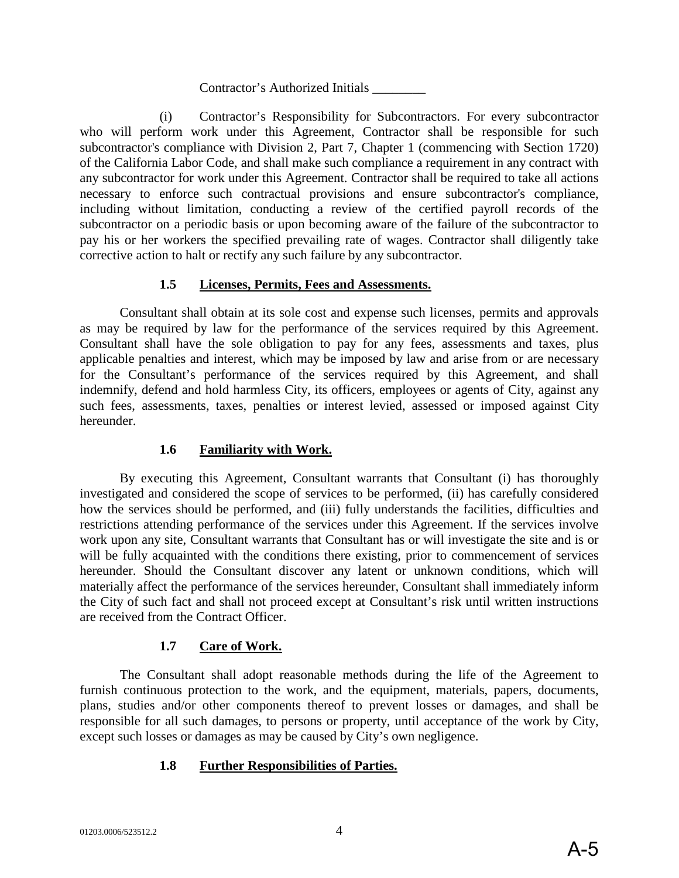Contractor's Authorized Initials ________

(i) Contractor's Responsibility for Subcontractors. For every subcontractor who will perform work under this Agreement, Contractor shall be responsible for such subcontractor's compliance with Division 2, Part 7, Chapter 1 (commencing with Section 1720) of the California Labor Code, and shall make such compliance a requirement in any contract with any subcontractor for work under this Agreement. Contractor shall be required to take all actions necessary to enforce such contractual provisions and ensure subcontractor's compliance, including without limitation, conducting a review of the certified payroll records of the subcontractor on a periodic basis or upon becoming aware of the failure of the subcontractor to pay his or her workers the specified prevailing rate of wages. Contractor shall diligently take corrective action to halt or rectify any such failure by any subcontractor.

### 1.5 Licenses, Permits, Fees and Assessments.

Consultant shall obtain at its sole cost and expense such licenses, permits and approvals as may be required by law for the performance of the services required by this Agreement. Consultant shall have the sole obligation to pay for any fees, assessments and taxes, plus applicable penalties and interest, which may be imposed by law and arise from or are necessary for the Consultant's performance of the services required by this Agreement, and shall indemnify, defend and hold harmless City, its officers, employees or agents of City, against any such fees, assessments, taxes, penalties or interest levied, assessed or imposed against City hereunder.

### 1.6 Familiarity with Work.

By executing this Agreement, Consultant warrants that Consultant (i) has thoroughly investigated and considered the scope of services to be performed, (ii) has carefully considered how the services should be performed, and (iii) fully understands the facilities, difficulties and restrictions attending performance of the services under this Agreement. If the services involve work upon any site, Consultant warrants that Consultant has or will investigate the site and is or will be fully acquainted with the conditions there existing, prior to commencement of services hereunder. Should the Consultant discover any latent or unknown conditions, which will materially affect the performance of the services hereunder, Consultant shall immediately inform the City of such fact and shall not proceed except at Consultant's risk until written instructions are received from the Contract Officer.

### 1.7 Care of Work.

The Consultant shall adopt reasonable methods during the life of the Agreement to furnish continuous protection to the work, and the equipment, materials, papers, documents, plans, studies and/or other components thereof to prevent losses or damages, and shall be responsible for all such damages, to persons or property, until acceptance of the work by City, except such losses or damages as may be caused by City's own negligence.

### 1.8 Further Responsibilities of Parties.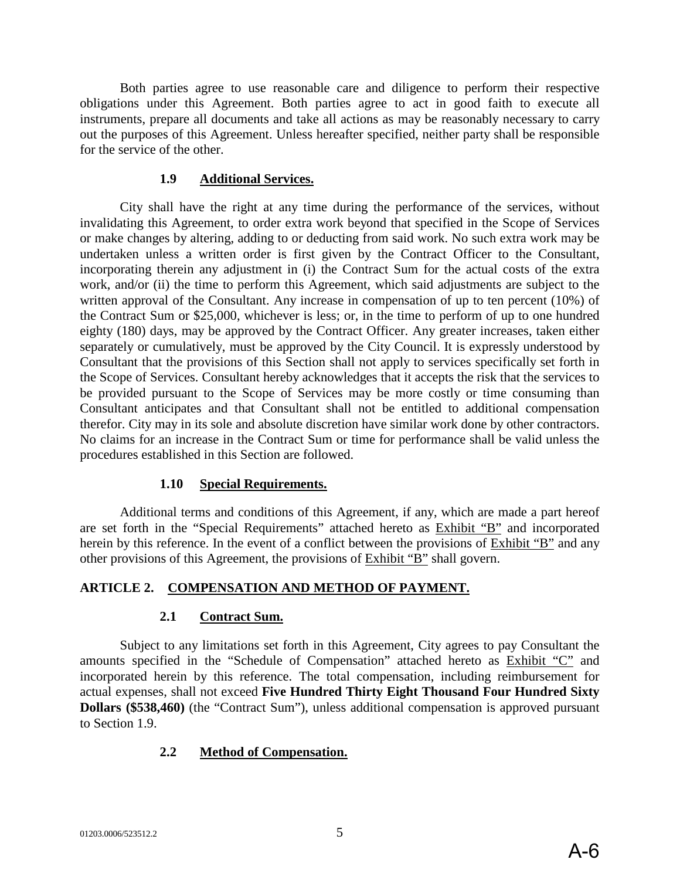Both parties agree to use reasonable care and diligence to perform their respective obligations under this Agreement. Both parties agree to act in good faith to execute all instruments, prepare all documents and take all actions as may be reasonably necessary to carry out the purposes of this Agreement. Unless hereafter specified, neither party shall be responsible for the service of the other.

### 1.9 Additional Services.

City shall have the right at any time during the performance of the services, without invalidating this Agreement, to order extra work beyond that specified in the Scope of Services or make changes by altering, adding to or deducting from said work. No such extra work may be undertaken unless a written order is first given by the Contract Officer to the Consultant, incorporating therein any adjustment in (i) the Contract Sum for the actual costs of the extra work, and/or (ii) the time to perform this Agreement, which said adjustments are subject to the written approval of the Consultant. Any increase in compensation of up to ten percent (10%) of the Contract Sum or $25,000, whichever is less; or, in the time to perform of up to one hundred eighty (180) days, may be approved by the Contract Officer. Any greater increases, taken either separately or cumulatively, must be approved by the City Council. It is expressly understood by Consultant that the provisions of this Section shall not apply to services specifically set forth in the Scope of Services. Consultant hereby acknowledges that it accepts the risk that the services to be provided pursuant to the Scope of Services may be more costly or time consuming than Consultant anticipates and that Consultant shall not be entitled to additional compensation therefor. City may in its sole and absolute discretion have similar work done by other contractors. No claims for an increase in the Contract Sum or time for performance shall be valid unless the procedures established in this Section are followed.

### 1.10 Special Requirements.

Additional terms and conditions of this Agreement, if any, which are made a part hereof are set forth in the "Special Requirements" attached hereto as Exhibit "B" and incorporated herein by this reference. In the event of a conflict between the provisions of Exhibit "B" and any other provisions of this Agreement, the provisions of Exhibit "B" shall govern.

## ARTICLE 2. COMPENSATION AND METHOD OF PAYMENT.

### 2.1 Contract Sum.

Subject to any limitations set forth in this Agreement, City agrees to pay Consultant the amounts specified in the "Schedule of Compensation" attached hereto as Exhibit "C" and incorporated herein by this reference. The total compensation, including reimbursement for actual expenses, shall not exceed **Five Hundred Thirty Eight Thousand Four Hundred Sixty Dollars ($538,460)** (the "Contract Sum"), unless additional compensation is approved pursuant to Section 1.9.

### 2.2 Method of Compensation.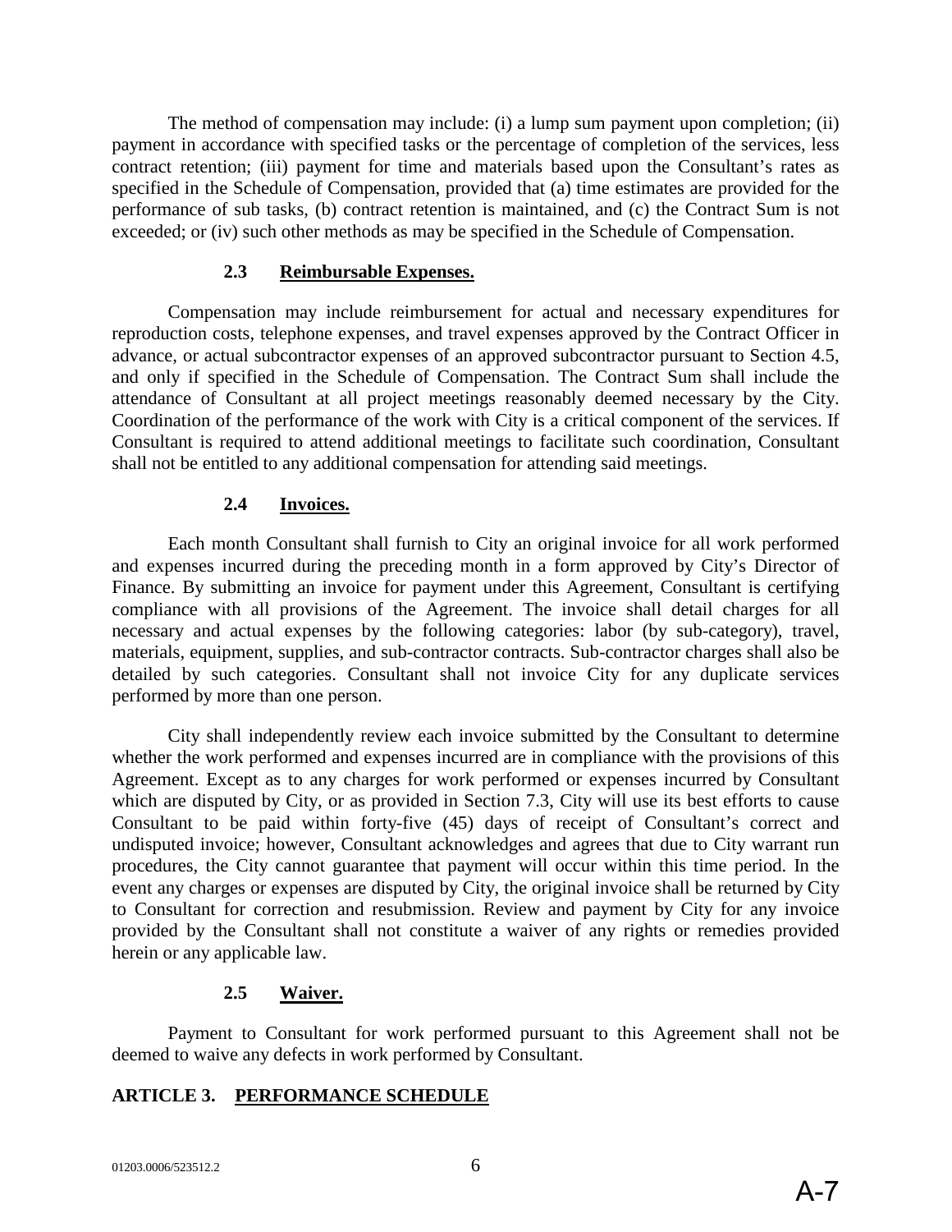The method of compensation may include: (i) a lump sum payment upon completion; (ii) payment in accordance with specified tasks or the percentage of completion of the services, less contract retention; (iii) payment for time and materials based upon the Consultant's rates as specified in the Schedule of Compensation, provided that (a) time estimates are provided for the performance of sub tasks, (b) contract retention is maintained, and (c) the Contract Sum is not exceeded; or (iv) such other methods as may be specified in the Schedule of Compensation.

### 2.3 Reimbursable Expenses.

Compensation may include reimbursement for actual and necessary expenditures for reproduction costs, telephone expenses, and travel expenses approved by the Contract Officer in advance, or actual subcontractor expenses of an approved subcontractor pursuant to Section 4.5, and only if specified in the Schedule of Compensation. The Contract Sum shall include the attendance of Consultant at all project meetings reasonably deemed necessary by the City. Coordination of the performance of the work with City is a critical component of the services. If Consultant is required to attend additional meetings to facilitate such coordination, Consultant shall not be entitled to any additional compensation for attending said meetings.

### 2.4 Invoices.

Each month Consultant shall furnish to City an original invoice for all work performed and expenses incurred during the preceding month in a form approved by City's Director of Finance. By submitting an invoice for payment under this Agreement, Consultant is certifying compliance with all provisions of the Agreement. The invoice shall detail charges for all necessary and actual expenses by the following categories: labor (by sub-category), travel, materials, equipment, supplies, and sub-contractor contracts. Sub-contractor charges shall also be detailed by such categories. Consultant shall not invoice City for any duplicate services performed by more than one person.

City shall independently review each invoice submitted by the Consultant to determine whether the work performed and expenses incurred are in compliance with the provisions of this Agreement. Except as to any charges for work performed or expenses incurred by Consultant which are disputed by City, or as provided in Section 7.3, City will use its best efforts to cause Consultant to be paid within forty-five (45) days of receipt of Consultant's correct and undisputed invoice; however, Consultant acknowledges and agrees that due to City warrant run procedures, the City cannot guarantee that payment will occur within this time period. In the event any charges or expenses are disputed by City, the original invoice shall be returned by City to Consultant for correction and resubmission. Review and payment by City for any invoice provided by the Consultant shall not constitute a waiver of any rights or remedies provided herein or any applicable law.

### 2.5 Waiver.

Payment to Consultant for work performed pursuant to this Agreement shall not be deemed to waive any defects in work performed by Consultant.

## ARTICLE 3. PERFORMANCE SCHEDULE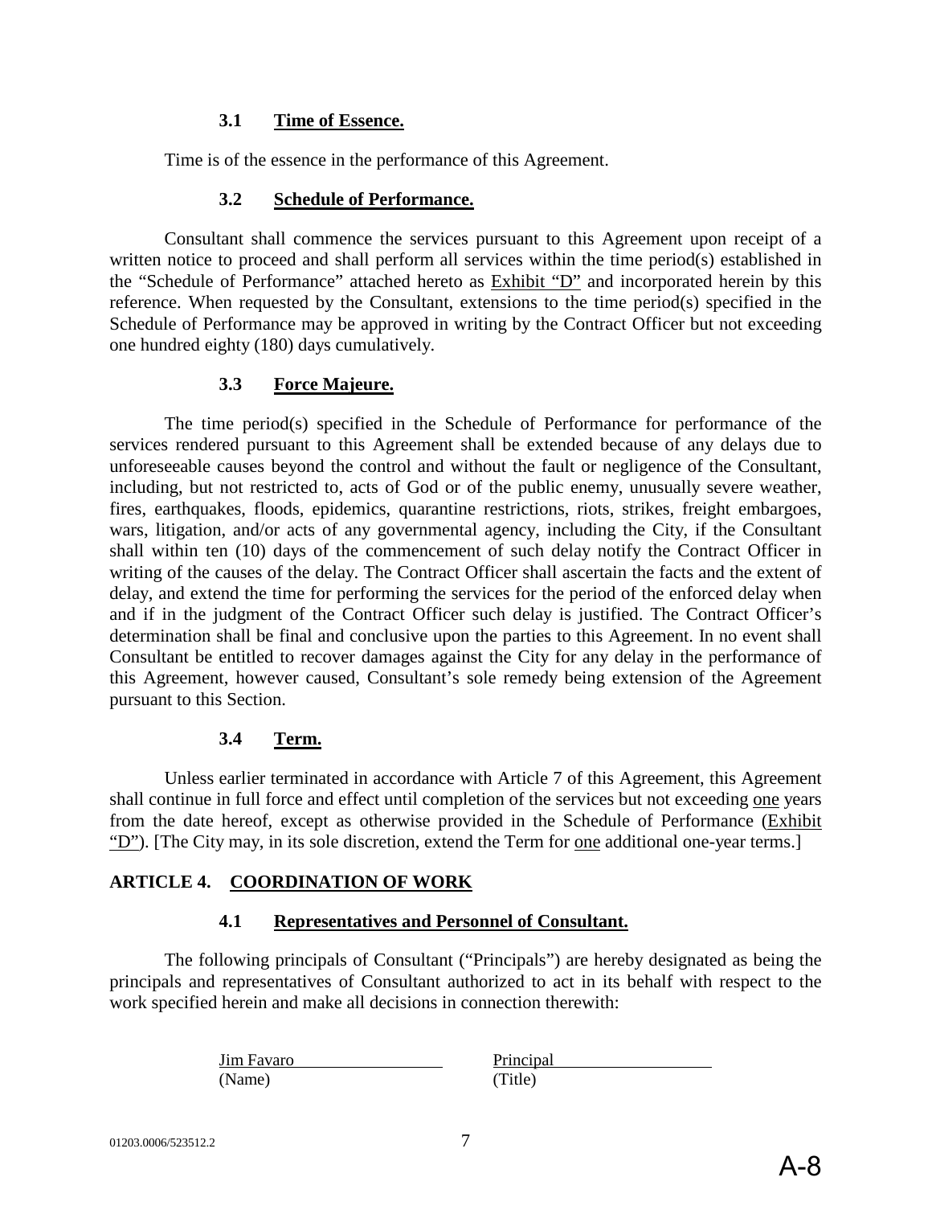### 3.1 **Time of Essence.**

Time is of the essence in the performance of this Agreement.

### 3.2 **Schedule of Performance.**

Consultant shall commence the services pursuant to this Agreement upon receipt of a written notice to proceed and shall perform all services within the time period(s) established in the "Schedule of Performance" attached hereto as Exhibit "D" and incorporated herein by this reference. When requested by the Consultant, extensions to the time period(s) specified in the Schedule of Performance may be approved in writing by the Contract Officer but not exceeding one hundred eighty (180) days cumulatively.

### 3.3 **Force Majeure.**

The time period(s) specified in the Schedule of Performance for performance of the services rendered pursuant to this Agreement shall be extended because of any delays due to unforeseeable causes beyond the control and without the fault or negligence of the Consultant, including, but not restricted to, acts of God or of the public enemy, unusually severe weather, fires, earthquakes, floods, epidemics, quarantine restrictions, riots, strikes, freight embargoes, wars, litigation, and/or acts of any governmental agency, including the City, if the Consultant shall within ten (10) days of the commencement of such delay notify the Contract Officer in writing of the causes of the delay. The Contract Officer shall ascertain the facts and the extent of delay, and extend the time for performing the services for the period of the enforced delay when and if in the judgment of the Contract Officer such delay is justified. The Contract Officer's determination shall be final and conclusive upon the parties to this Agreement. In no event shall Consultant be entitled to recover damages against the City for any delay in the performance of this Agreement, however caused, Consultant's sole remedy being extension of the Agreement pursuant to this Section.

### 3.4 **Term.**

Unless earlier terminated in accordance with Article 7 of this Agreement, this Agreement shall continue in full force and effect until completion of the services but not exceeding one years from the date hereof, except as otherwise provided in the Schedule of Performance (Exhibit "D"). [The City may, in its sole discretion, extend the Term for one additional one-year terms.]

## ARTICLE 4. COORDINATION OF WORK

### 4.1 **Representatives and Personnel of Consultant.**

The following principals of Consultant ("Principals") are hereby designated as being the principals and representatives of Consultant authorized to act in its behalf with respect to the work specified herein and make all decisions in connection therewith:

| Jim Favaro | Principal |
|---|---|
| (Name) | (Title) |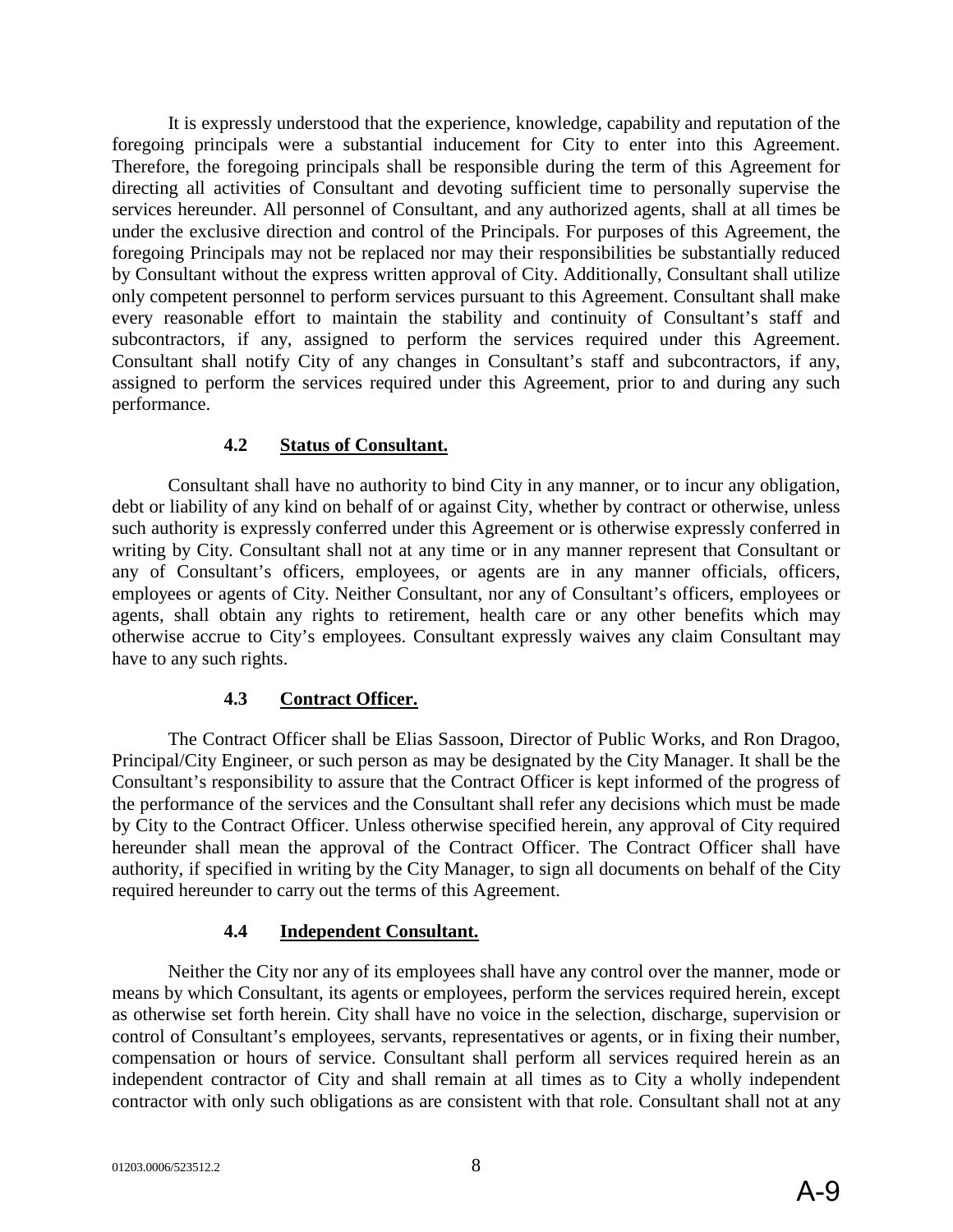It is expressly understood that the experience, knowledge, capability and reputation of the foregoing principals were a substantial inducement for City to enter into this Agreement. Therefore, the foregoing principals shall be responsible during the term of this Agreement for directing all activities of Consultant and devoting sufficient time to personally supervise the services hereunder. All personnel of Consultant, and any authorized agents, shall at all times be under the exclusive direction and control of the Principals. For purposes of this Agreement, the foregoing Principals may not be replaced nor may their responsibilities be substantially reduced by Consultant without the express written approval of City. Additionally, Consultant shall utilize only competent personnel to perform services pursuant to this Agreement. Consultant shall make every reasonable effort to maintain the stability and continuity of Consultant's staff and subcontractors, if any, assigned to perform the services required under this Agreement. Consultant shall notify City of any changes in Consultant's staff and subcontractors, if any, assigned to perform the services required under this Agreement, prior to and during any such performance.

### 4.2 Status of Consultant.

Consultant shall have no authority to bind City in any manner, or to incur any obligation, debt or liability of any kind on behalf of or against City, whether by contract or otherwise, unless such authority is expressly conferred under this Agreement or is otherwise expressly conferred in writing by City. Consultant shall not at any time or in any manner represent that Consultant or any of Consultant's officers, employees, or agents are in any manner officials, officers, employees or agents of City. Neither Consultant, nor any of Consultant's officers, employees or agents, shall obtain any rights to retirement, health care or any other benefits which may otherwise accrue to City's employees. Consultant expressly waives any claim Consultant may have to any such rights.

### 4.3 Contract Officer.

The Contract Officer shall be Elias Sassoon, Director of Public Works, and Ron Dragoo, Principal/City Engineer, or such person as may be designated by the City Manager. It shall be the Consultant's responsibility to assure that the Contract Officer is kept informed of the progress of the performance of the services and the Consultant shall refer any decisions which must be made by City to the Contract Officer. Unless otherwise specified herein, any approval of City required hereunder shall mean the approval of the Contract Officer. The Contract Officer shall have authority, if specified in writing by the City Manager, to sign all documents on behalf of the City required hereunder to carry out the terms of this Agreement.

### 4.4 Independent Consultant.

Neither the City nor any of its employees shall have any control over the manner, mode or means by which Consultant, its agents or employees, perform the services required herein, except as otherwise set forth herein. City shall have no voice in the selection, discharge, supervision or control of Consultant's employees, servants, representatives or agents, or in fixing their number, compensation or hours of service. Consultant shall perform all services required herein as an independent contractor of City and shall remain at all times as to City a wholly independent contractor with only such obligations as are consistent with that role. Consultant shall not at any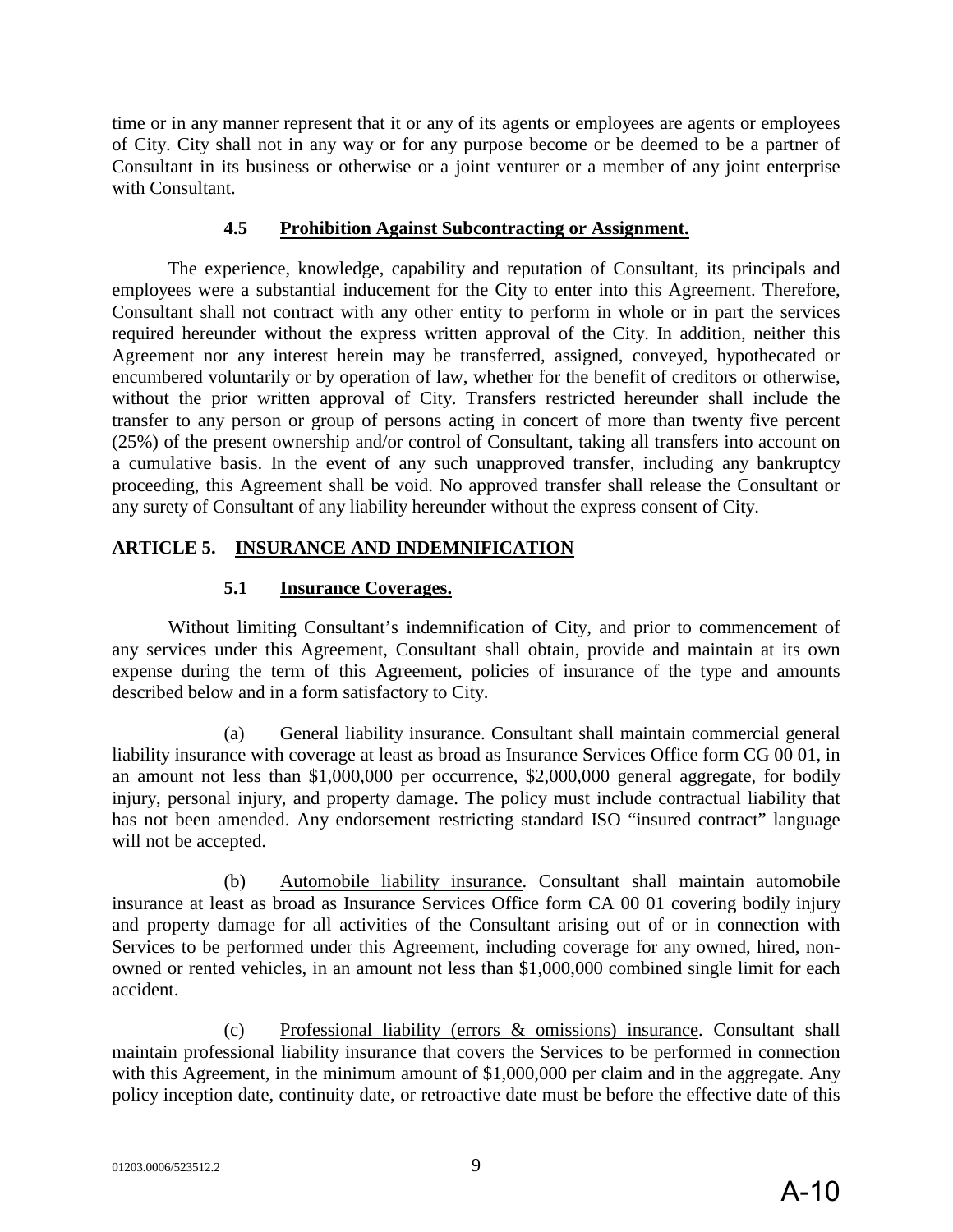time or in any manner represent that it or any of its agents or employees are agents or employees of City. City shall not in any way or for any purpose become or be deemed to be a partner of Consultant in its business or otherwise or a joint venturer or a member of any joint enterprise with Consultant.

### 4.5 Prohibition Against Subcontracting or Assignment.

The experience, knowledge, capability and reputation of Consultant, its principals and employees were a substantial inducement for the City to enter into this Agreement. Therefore, Consultant shall not contract with any other entity to perform in whole or in part the services required hereunder without the express written approval of the City. In addition, neither this Agreement nor any interest herein may be transferred, assigned, conveyed, hypothecated or encumbered voluntarily or by operation of law, whether for the benefit of creditors or otherwise, without the prior written approval of City. Transfers restricted hereunder shall include the transfer to any person or group of persons acting in concert of more than twenty five percent (25%) of the present ownership and/or control of Consultant, taking all transfers into account on a cumulative basis. In the event of any such unapproved transfer, including any bankruptcy proceeding, this Agreement shall be void. No approved transfer shall release the Consultant or any surety of Consultant of any liability hereunder without the express consent of City.

## ARTICLE 5. INSURANCE AND INDEMNIFICATION

### 5.1 Insurance Coverages.

Without limiting Consultant's indemnification of City, and prior to commencement of any services under this Agreement, Consultant shall obtain, provide and maintain at its own expense during the term of this Agreement, policies of insurance of the type and amounts described below and in a form satisfactory to City.

(a) General liability insurance. Consultant shall maintain commercial general liability insurance with coverage at least as broad as Insurance Services Office form CG 00 01, in an amount not less than $1,000,000 per occurrence, $2,000,000 general aggregate, for bodily injury, personal injury, and property damage. The policy must include contractual liability that has not been amended. Any endorsement restricting standard ISO "insured contract" language will not be accepted.

(b) Automobile liability insurance. Consultant shall maintain automobile insurance at least as broad as Insurance Services Office form CA 00 01 covering bodily injury and property damage for all activities of the Consultant arising out of or in connection with Services to be performed under this Agreement, including coverage for any owned, hired, non-owned or rented vehicles, in an amount not less than $1,000,000 combined single limit for each accident.

(c) Professional liability (errors & omissions) insurance. Consultant shall maintain professional liability insurance that covers the Services to be performed in connection with this Agreement, in the minimum amount of $1,000,000 per claim and in the aggregate. Any policy inception date, continuity date, or retroactive date must be before the effective date of this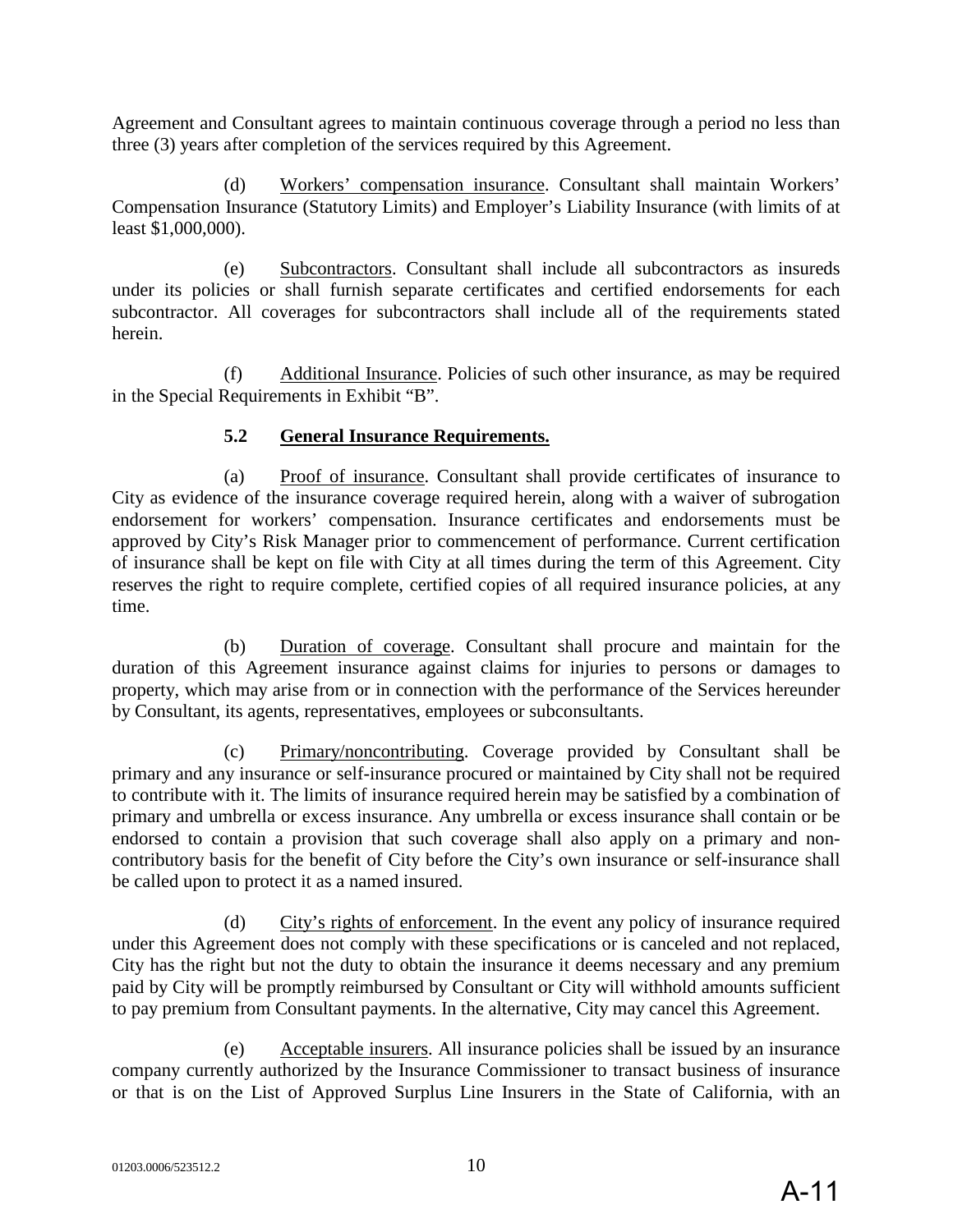Agreement and Consultant agrees to maintain continuous coverage through a period no less than three (3) years after completion of the services required by this Agreement.

(d) Workers' compensation insurance. Consultant shall maintain Workers' Compensation Insurance (Statutory Limits) and Employer's Liability Insurance (with limits of at least $1,000,000).

(e) Subcontractors. Consultant shall include all subcontractors as insureds under its policies or shall furnish separate certificates and certified endorsements for each subcontractor. All coverages for subcontractors shall include all of the requirements stated herein.

(f) Additional Insurance. Policies of such other insurance, as may be required in the Special Requirements in Exhibit "B".

**5.2 General Insurance Requirements.**

(a) Proof of insurance. Consultant shall provide certificates of insurance to City as evidence of the insurance coverage required herein, along with a waiver of subrogation endorsement for workers' compensation. Insurance certificates and endorsements must be approved by City's Risk Manager prior to commencement of performance. Current certification of insurance shall be kept on file with City at all times during the term of this Agreement. City reserves the right to require complete, certified copies of all required insurance policies, at any time.

(b) Duration of coverage. Consultant shall procure and maintain for the duration of this Agreement insurance against claims for injuries to persons or damages to property, which may arise from or in connection with the performance of the Services hereunder by Consultant, its agents, representatives, employees or subconsultants.

(c) Primary/noncontributing. Coverage provided by Consultant shall be primary and any insurance or self-insurance procured or maintained by City shall not be required to contribute with it. The limits of insurance required herein may be satisfied by a combination of primary and umbrella or excess insurance. Any umbrella or excess insurance shall contain or be endorsed to contain a provision that such coverage shall also apply on a primary and non-contributory basis for the benefit of City before the City's own insurance or self-insurance shall be called upon to protect it as a named insured.

(d) City's rights of enforcement. In the event any policy of insurance required under this Agreement does not comply with these specifications or is canceled and not replaced, City has the right but not the duty to obtain the insurance it deems necessary and any premium paid by City will be promptly reimbursed by Consultant or City will withhold amounts sufficient to pay premium from Consultant payments. In the alternative, City may cancel this Agreement.

(e) Acceptable insurers. All insurance policies shall be issued by an insurance company currently authorized by the Insurance Commissioner to transact business of insurance or that is on the List of Approved Surplus Line Insurers in the State of California, with an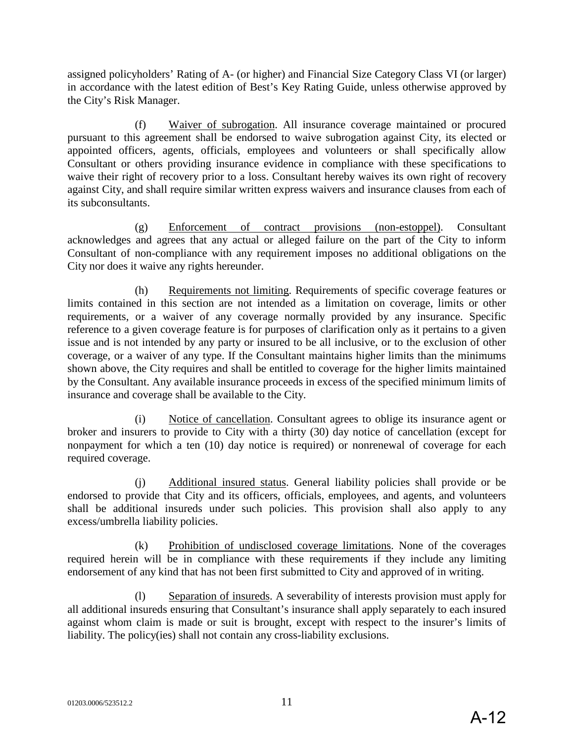assigned policyholders' Rating of A- (or higher) and Financial Size Category Class VI (or larger) in accordance with the latest edition of Best's Key Rating Guide, unless otherwise approved by the City's Risk Manager.

(f) Waiver of subrogation. All insurance coverage maintained or procured pursuant to this agreement shall be endorsed to waive subrogation against City, its elected or appointed officers, agents, officials, employees and volunteers or shall specifically allow Consultant or others providing insurance evidence in compliance with these specifications to waive their right of recovery prior to a loss. Consultant hereby waives its own right of recovery against City, and shall require similar written express waivers and insurance clauses from each of its subconsultants.

(g) Enforcement of contract provisions (non-estoppel). Consultant acknowledges and agrees that any actual or alleged failure on the part of the City to inform Consultant of non-compliance with any requirement imposes no additional obligations on the City nor does it waive any rights hereunder.

(h) Requirements not limiting. Requirements of specific coverage features or limits contained in this section are not intended as a limitation on coverage, limits or other requirements, or a waiver of any coverage normally provided by any insurance. Specific reference to a given coverage feature is for purposes of clarification only as it pertains to a given issue and is not intended by any party or insured to be all inclusive, or to the exclusion of other coverage, or a waiver of any type. If the Consultant maintains higher limits than the minimums shown above, the City requires and shall be entitled to coverage for the higher limits maintained by the Consultant. Any available insurance proceeds in excess of the specified minimum limits of insurance and coverage shall be available to the City.

(i) Notice of cancellation. Consultant agrees to oblige its insurance agent or broker and insurers to provide to City with a thirty (30) day notice of cancellation (except for nonpayment for which a ten (10) day notice is required) or nonrenewal of coverage for each required coverage.

(j) Additional insured status. General liability policies shall provide or be endorsed to provide that City and its officers, officials, employees, and agents, and volunteers shall be additional insureds under such policies. This provision shall also apply to any excess/umbrella liability policies.

(k) Prohibition of undisclosed coverage limitations. None of the coverages required herein will be in compliance with these requirements if they include any limiting endorsement of any kind that has not been first submitted to City and approved of in writing.

(l) Separation of insureds. A severability of interests provision must apply for all additional insureds ensuring that Consultant's insurance shall apply separately to each insured against whom claim is made or suit is brought, except with respect to the insurer's limits of liability. The policy(ies) shall not contain any cross-liability exclusions.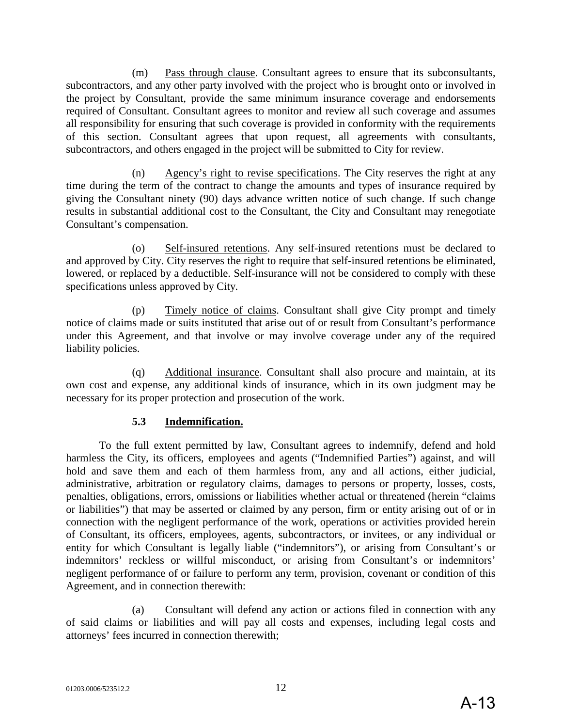(m) Pass through clause. Consultant agrees to ensure that its subconsultants, subcontractors, and any other party involved with the project who is brought onto or involved in the project by Consultant, provide the same minimum insurance coverage and endorsements required of Consultant. Consultant agrees to monitor and review all such coverage and assumes all responsibility for ensuring that such coverage is provided in conformity with the requirements of this section. Consultant agrees that upon request, all agreements with consultants, subcontractors, and others engaged in the project will be submitted to City for review.

(n) Agency's right to revise specifications. The City reserves the right at any time during the term of the contract to change the amounts and types of insurance required by giving the Consultant ninety (90) days advance written notice of such change. If such change results in substantial additional cost to the Consultant, the City and Consultant may renegotiate Consultant's compensation.

(o) Self-insured retentions. Any self-insured retentions must be declared to and approved by City. City reserves the right to require that self-insured retentions be eliminated, lowered, or replaced by a deductible. Self-insurance will not be considered to comply with these specifications unless approved by City.

(p) Timely notice of claims. Consultant shall give City prompt and timely notice of claims made or suits instituted that arise out of or result from Consultant's performance under this Agreement, and that involve or may involve coverage under any of the required liability policies.

(q) Additional insurance. Consultant shall also procure and maintain, at its own cost and expense, any additional kinds of insurance, which in its own judgment may be necessary for its proper protection and prosecution of the work.

### 5.3 Indemnification.

To the full extent permitted by law, Consultant agrees to indemnify, defend and hold harmless the City, its officers, employees and agents ("Indemnified Parties") against, and will hold and save them and each of them harmless from, any and all actions, either judicial, administrative, arbitration or regulatory claims, damages to persons or property, losses, costs, penalties, obligations, errors, omissions or liabilities whether actual or threatened (herein "claims or liabilities") that may be asserted or claimed by any person, firm or entity arising out of or in connection with the negligent performance of the work, operations or activities provided herein of Consultant, its officers, employees, agents, subcontractors, or invitees, or any individual or entity for which Consultant is legally liable ("indemnitors"), or arising from Consultant's or indemnitors' reckless or willful misconduct, or arising from Consultant's or indemnitors' negligent performance of or failure to perform any term, provision, covenant or condition of this Agreement, and in connection therewith:

(a) Consultant will defend any action or actions filed in connection with any of said claims or liabilities and will pay all costs and expenses, including legal costs and attorneys' fees incurred in connection therewith;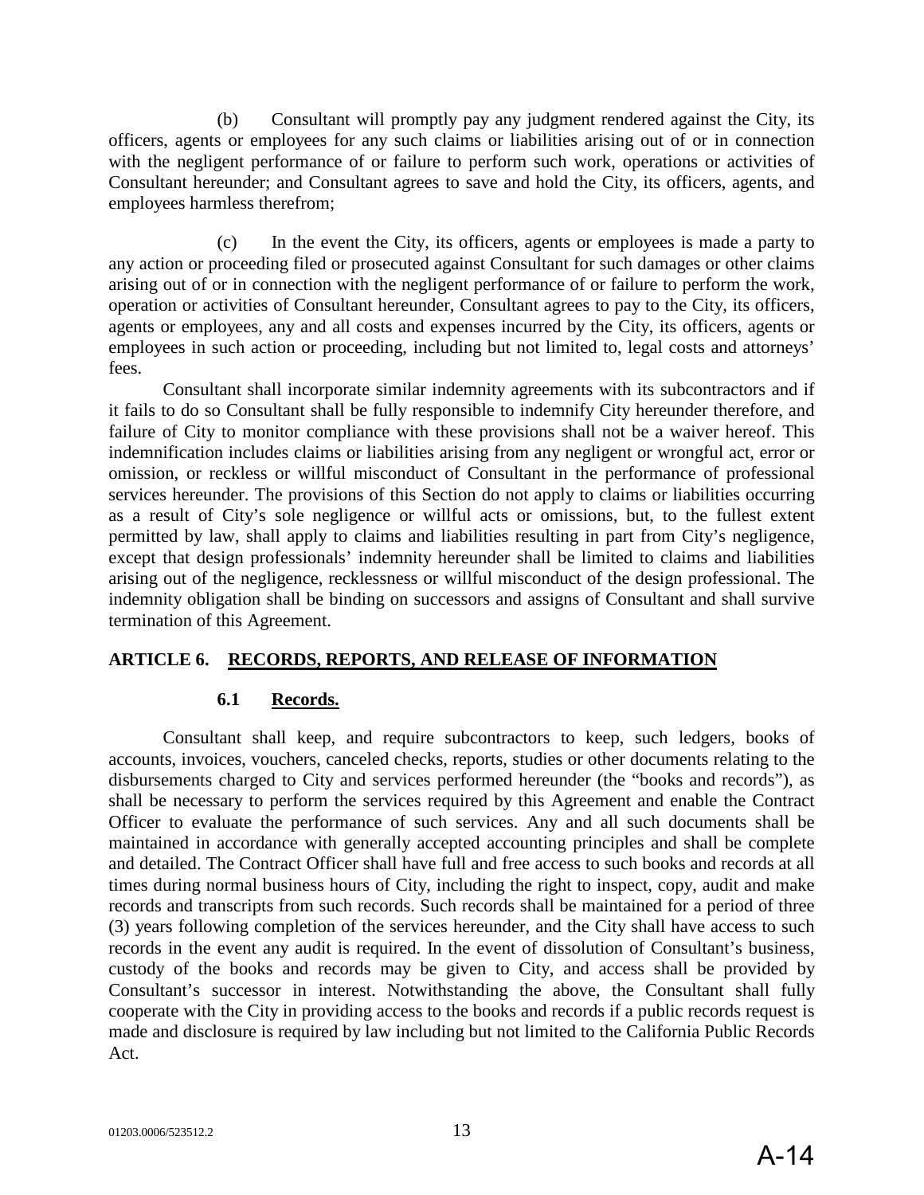(b) Consultant will promptly pay any judgment rendered against the City, its officers, agents or employees for any such claims or liabilities arising out of or in connection with the negligent performance of or failure to perform such work, operations or activities of Consultant hereunder; and Consultant agrees to save and hold the City, its officers, agents, and employees harmless therefrom;

(c) In the event the City, its officers, agents or employees is made a party to any action or proceeding filed or prosecuted against Consultant for such damages or other claims arising out of or in connection with the negligent performance of or failure to perform the work, operation or activities of Consultant hereunder, Consultant agrees to pay to the City, its officers, agents or employees, any and all costs and expenses incurred by the City, its officers, agents or employees in such action or proceeding, including but not limited to, legal costs and attorneys' fees.

Consultant shall incorporate similar indemnity agreements with its subcontractors and if it fails to do so Consultant shall be fully responsible to indemnify City hereunder therefore, and failure of City to monitor compliance with these provisions shall not be a waiver hereof. This indemnification includes claims or liabilities arising from any negligent or wrongful act, error or omission, or reckless or willful misconduct of Consultant in the performance of professional services hereunder. The provisions of this Section do not apply to claims or liabilities occurring as a result of City's sole negligence or willful acts or omissions, but, to the fullest extent permitted by law, shall apply to claims and liabilities resulting in part from City's negligence, except that design professionals' indemnity hereunder shall be limited to claims and liabilities arising out of the negligence, recklessness or willful misconduct of the design professional. The indemnity obligation shall be binding on successors and assigns of Consultant and shall survive termination of this Agreement.

## ARTICLE 6. RECORDS, REPORTS, AND RELEASE OF INFORMATION

### 6.1 Records.

Consultant shall keep, and require subcontractors to keep, such ledgers, books of accounts, invoices, vouchers, canceled checks, reports, studies or other documents relating to the disbursements charged to City and services performed hereunder (the "books and records"), as shall be necessary to perform the services required by this Agreement and enable the Contract Officer to evaluate the performance of such services. Any and all such documents shall be maintained in accordance with generally accepted accounting principles and shall be complete and detailed. The Contract Officer shall have full and free access to such books and records at all times during normal business hours of City, including the right to inspect, copy, audit and make records and transcripts from such records. Such records shall be maintained for a period of three (3) years following completion of the services hereunder, and the City shall have access to such records in the event any audit is required. In the event of dissolution of Consultant's business, custody of the books and records may be given to City, and access shall be provided by Consultant's successor in interest. Notwithstanding the above, the Consultant shall fully cooperate with the City in providing access to the books and records if a public records request is made and disclosure is required by law including but not limited to the California Public Records Act.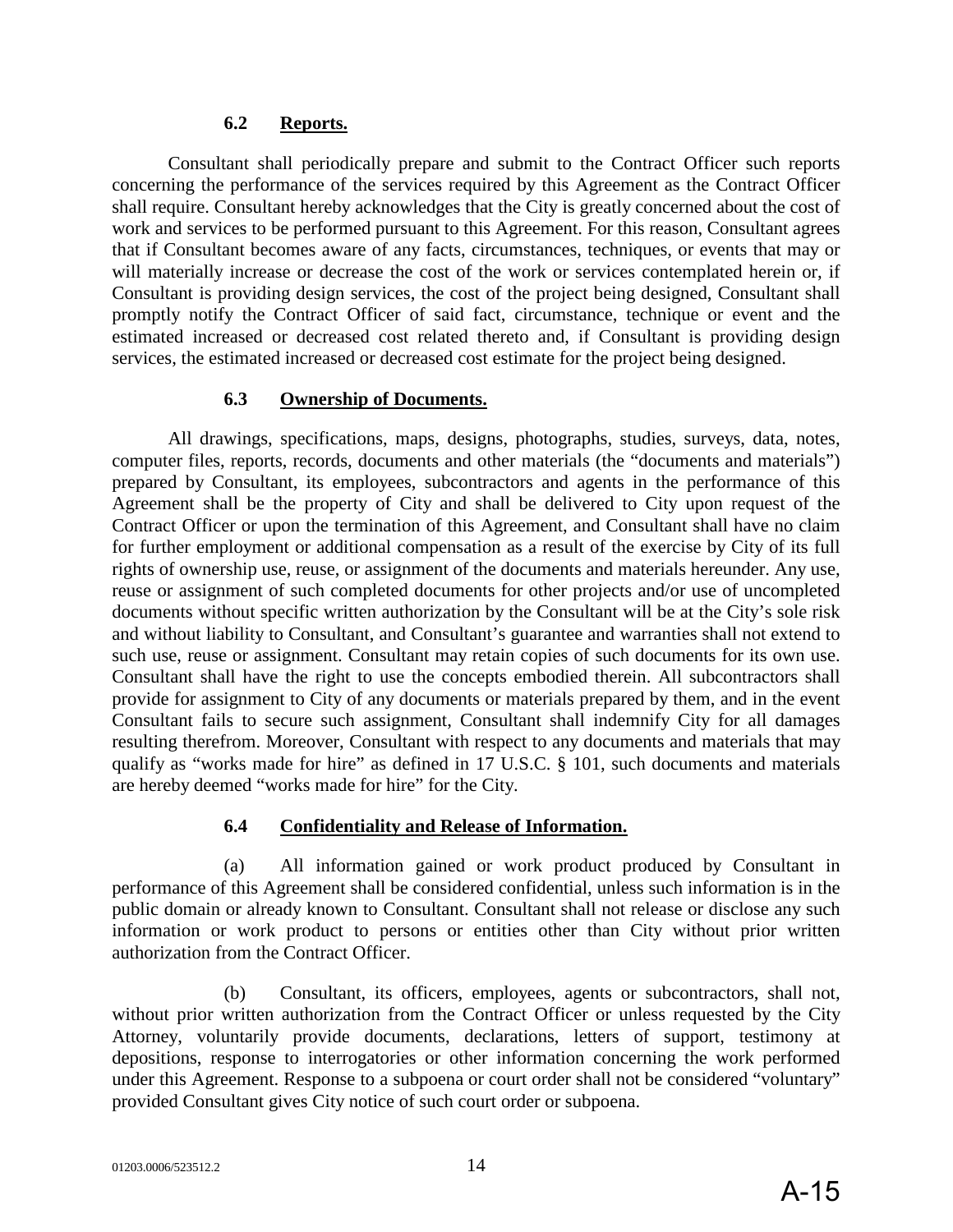### 6.2 Reports.

Consultant shall periodically prepare and submit to the Contract Officer such reports concerning the performance of the services required by this Agreement as the Contract Officer shall require. Consultant hereby acknowledges that the City is greatly concerned about the cost of work and services to be performed pursuant to this Agreement. For this reason, Consultant agrees that if Consultant becomes aware of any facts, circumstances, techniques, or events that may or will materially increase or decrease the cost of the work or services contemplated herein or, if Consultant is providing design services, the cost of the project being designed, Consultant shall promptly notify the Contract Officer of said fact, circumstance, technique or event and the estimated increased or decreased cost related thereto and, if Consultant is providing design services, the estimated increased or decreased cost estimate for the project being designed.

### 6.3 Ownership of Documents.

All drawings, specifications, maps, designs, photographs, studies, surveys, data, notes, computer files, reports, records, documents and other materials (the "documents and materials") prepared by Consultant, its employees, subcontractors and agents in the performance of this Agreement shall be the property of City and shall be delivered to City upon request of the Contract Officer or upon the termination of this Agreement, and Consultant shall have no claim for further employment or additional compensation as a result of the exercise by City of its full rights of ownership use, reuse, or assignment of the documents and materials hereunder. Any use, reuse or assignment of such completed documents for other projects and/or use of uncompleted documents without specific written authorization by the Consultant will be at the City's sole risk and without liability to Consultant, and Consultant's guarantee and warranties shall not extend to such use, reuse or assignment. Consultant may retain copies of such documents for its own use. Consultant shall have the right to use the concepts embodied therein. All subcontractors shall provide for assignment to City of any documents or materials prepared by them, and in the event Consultant fails to secure such assignment, Consultant shall indemnify City for all damages resulting therefrom. Moreover, Consultant with respect to any documents and materials that may qualify as "works made for hire" as defined in 17 U.S.C. § 101, such documents and materials are hereby deemed "works made for hire" for the City.

### 6.4 Confidentiality and Release of Information.

(a) All information gained or work product produced by Consultant in performance of this Agreement shall be considered confidential, unless such information is in the public domain or already known to Consultant. Consultant shall not release or disclose any such information or work product to persons or entities other than City without prior written authorization from the Contract Officer.

(b) Consultant, its officers, employees, agents or subcontractors, shall not, without prior written authorization from the Contract Officer or unless requested by the City Attorney, voluntarily provide documents, declarations, letters of support, testimony at depositions, response to interrogatories or other information concerning the work performed under this Agreement. Response to a subpoena or court order shall not be considered "voluntary" provided Consultant gives City notice of such court order or subpoena.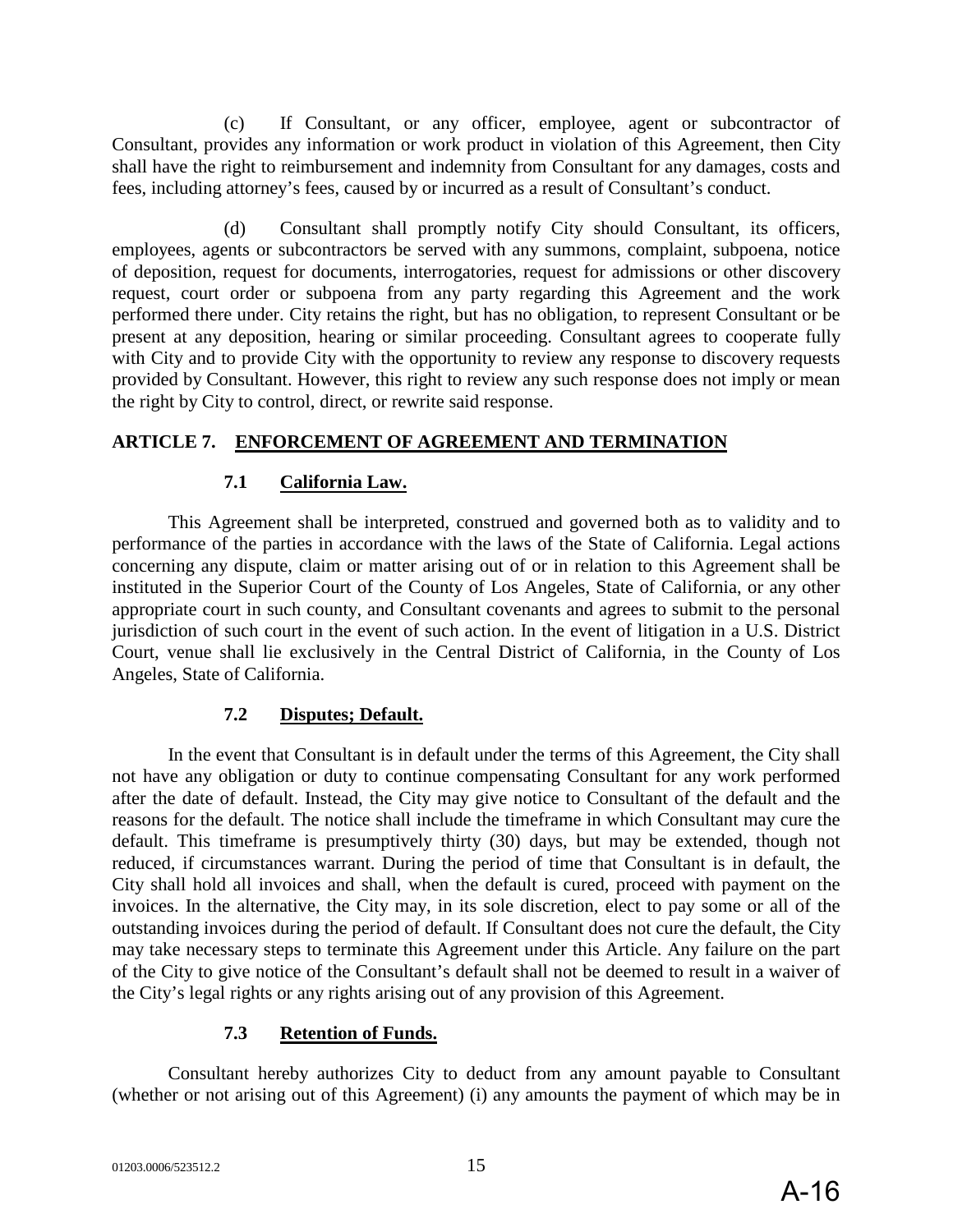(c) If Consultant, or any officer, employee, agent or subcontractor of Consultant, provides any information or work product in violation of this Agreement, then City shall have the right to reimbursement and indemnity from Consultant for any damages, costs and fees, including attorney's fees, caused by or incurred as a result of Consultant's conduct.

(d) Consultant shall promptly notify City should Consultant, its officers, employees, agents or subcontractors be served with any summons, complaint, subpoena, notice of deposition, request for documents, interrogatories, request for admissions or other discovery request, court order or subpoena from any party regarding this Agreement and the work performed there under. City retains the right, but has no obligation, to represent Consultant or be present at any deposition, hearing or similar proceeding. Consultant agrees to cooperate fully with City and to provide City with the opportunity to review any response to discovery requests provided by Consultant. However, this right to review any such response does not imply or mean the right by City to control, direct, or rewrite said response.

## ARTICLE 7. ENFORCEMENT OF AGREEMENT AND TERMINATION

### 7.1 California Law.

This Agreement shall be interpreted, construed and governed both as to validity and to performance of the parties in accordance with the laws of the State of California. Legal actions concerning any dispute, claim or matter arising out of or in relation to this Agreement shall be instituted in the Superior Court of the County of Los Angeles, State of California, or any other appropriate court in such county, and Consultant covenants and agrees to submit to the personal jurisdiction of such court in the event of such action. In the event of litigation in a U.S. District Court, venue shall lie exclusively in the Central District of California, in the County of Los Angeles, State of California.

### 7.2 Disputes; Default.

In the event that Consultant is in default under the terms of this Agreement, the City shall not have any obligation or duty to continue compensating Consultant for any work performed after the date of default. Instead, the City may give notice to Consultant of the default and the reasons for the default. The notice shall include the timeframe in which Consultant may cure the default. This timeframe is presumptively thirty (30) days, but may be extended, though not reduced, if circumstances warrant. During the period of time that Consultant is in default, the City shall hold all invoices and shall, when the default is cured, proceed with payment on the invoices. In the alternative, the City may, in its sole discretion, elect to pay some or all of the outstanding invoices during the period of default. If Consultant does not cure the default, the City may take necessary steps to terminate this Agreement under this Article. Any failure on the part of the City to give notice of the Consultant's default shall not be deemed to result in a waiver of the City's legal rights or any rights arising out of any provision of this Agreement.

### 7.3 Retention of Funds.

Consultant hereby authorizes City to deduct from any amount payable to Consultant (whether or not arising out of this Agreement) (i) any amounts the payment of which may be in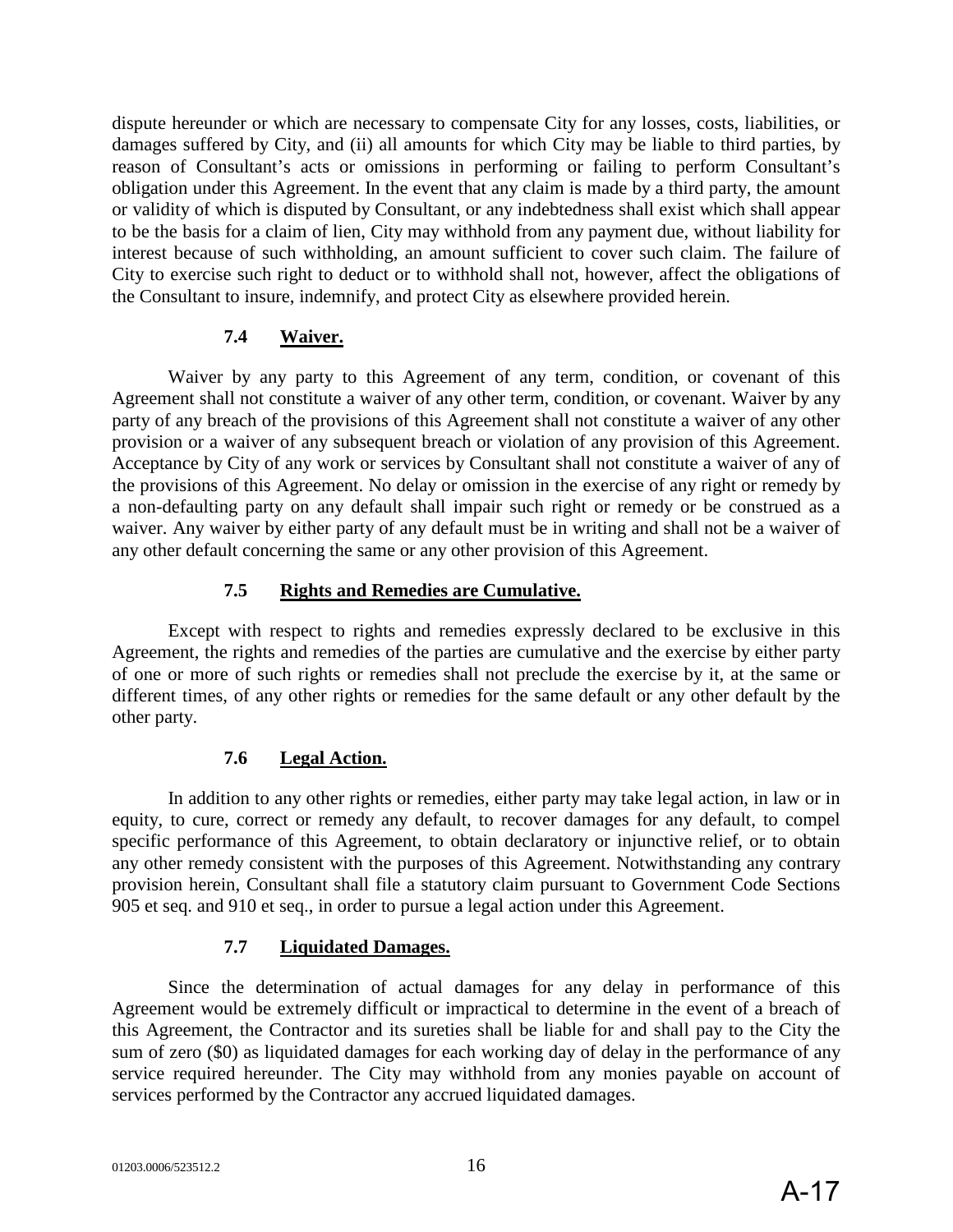dispute hereunder or which are necessary to compensate City for any losses, costs, liabilities, or damages suffered by City, and (ii) all amounts for which City may be liable to third parties, by reason of Consultant's acts or omissions in performing or failing to perform Consultant's obligation under this Agreement. In the event that any claim is made by a third party, the amount or validity of which is disputed by Consultant, or any indebtedness shall exist which shall appear to be the basis for a claim of lien, City may withhold from any payment due, without liability for interest because of such withholding, an amount sufficient to cover such claim. The failure of City to exercise such right to deduct or to withhold shall not, however, affect the obligations of the Consultant to insure, indemnify, and protect City as elsewhere provided herein.

### 7.4 Waiver.

Waiver by any party to this Agreement of any term, condition, or covenant of this Agreement shall not constitute a waiver of any other term, condition, or covenant. Waiver by any party of any breach of the provisions of this Agreement shall not constitute a waiver of any other provision or a waiver of any subsequent breach or violation of any provision of this Agreement. Acceptance by City of any work or services by Consultant shall not constitute a waiver of any of the provisions of this Agreement. No delay or omission in the exercise of any right or remedy by a non-defaulting party on any default shall impair such right or remedy or be construed as a waiver. Any waiver by either party of any default must be in writing and shall not be a waiver of any other default concerning the same or any other provision of this Agreement.

### 7.5 Rights and Remedies are Cumulative.

Except with respect to rights and remedies expressly declared to be exclusive in this Agreement, the rights and remedies of the parties are cumulative and the exercise by either party of one or more of such rights or remedies shall not preclude the exercise by it, at the same or different times, of any other rights or remedies for the same default or any other default by the other party.

### 7.6 Legal Action.

In addition to any other rights or remedies, either party may take legal action, in law or in equity, to cure, correct or remedy any default, to recover damages for any default, to compel specific performance of this Agreement, to obtain declaratory or injunctive relief, or to obtain any other remedy consistent with the purposes of this Agreement. Notwithstanding any contrary provision herein, Consultant shall file a statutory claim pursuant to Government Code Sections 905 et seq. and 910 et seq., in order to pursue a legal action under this Agreement.

### 7.7 Liquidated Damages.

Since the determination of actual damages for any delay in performance of this Agreement would be extremely difficult or impractical to determine in the event of a breach of this Agreement, the Contractor and its sureties shall be liable for and shall pay to the City the sum of zero ($0) as liquidated damages for each working day of delay in the performance of any service required hereunder. The City may withhold from any monies payable on account of services performed by the Contractor any accrued liquidated damages.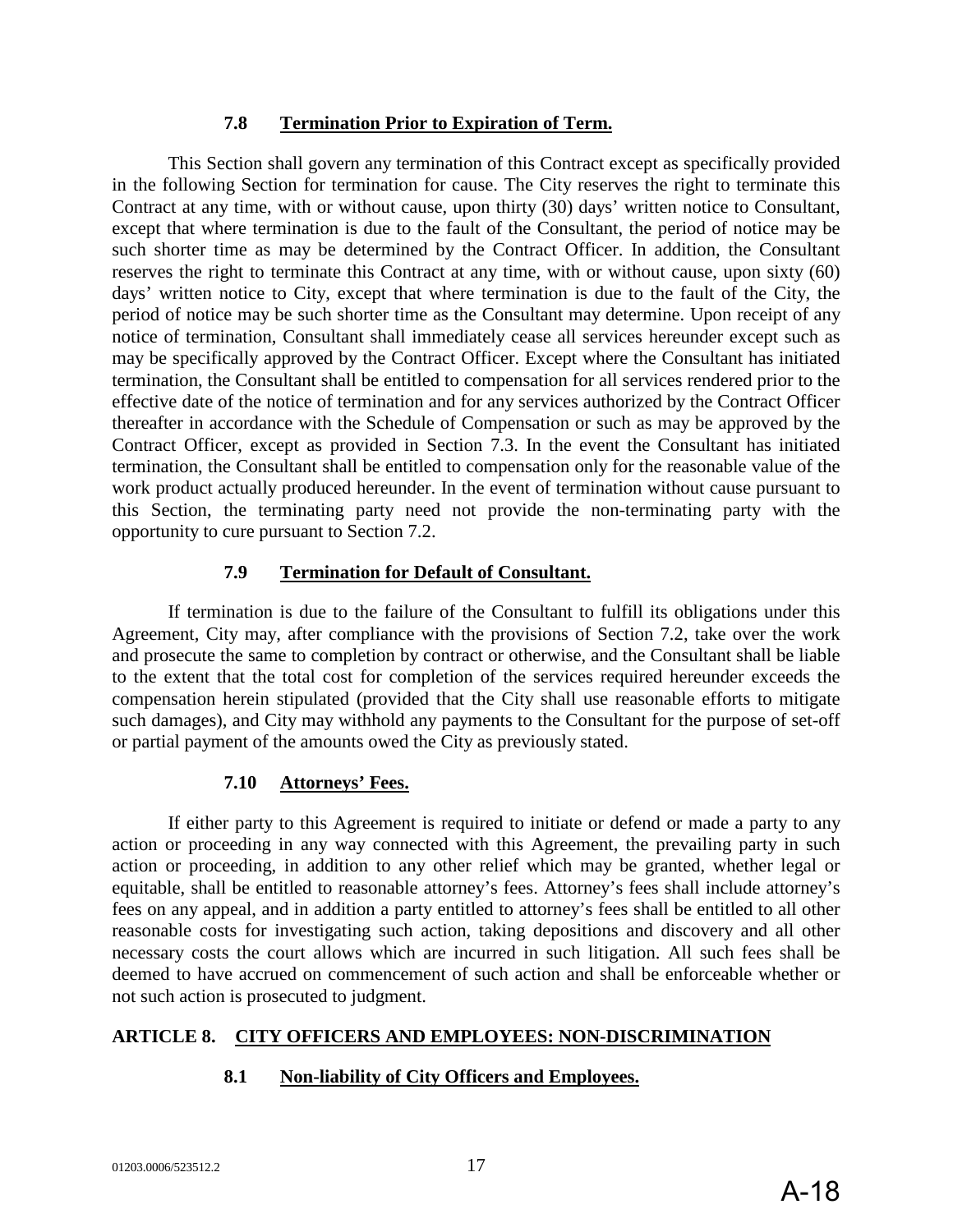### 7.8 Termination Prior to Expiration of Term.

This Section shall govern any termination of this Contract except as specifically provided in the following Section for termination for cause. The City reserves the right to terminate this Contract at any time, with or without cause, upon thirty (30) days' written notice to Consultant, except that where termination is due to the fault of the Consultant, the period of notice may be such shorter time as may be determined by the Contract Officer. In addition, the Consultant reserves the right to terminate this Contract at any time, with or without cause, upon sixty (60) days' written notice to City, except that where termination is due to the fault of the City, the period of notice may be such shorter time as the Consultant may determine. Upon receipt of any notice of termination, Consultant shall immediately cease all services hereunder except such as may be specifically approved by the Contract Officer. Except where the Consultant has initiated termination, the Consultant shall be entitled to compensation for all services rendered prior to the effective date of the notice of termination and for any services authorized by the Contract Officer thereafter in accordance with the Schedule of Compensation or such as may be approved by the Contract Officer, except as provided in Section 7.3. In the event the Consultant has initiated termination, the Consultant shall be entitled to compensation only for the reasonable value of the work product actually produced hereunder. In the event of termination without cause pursuant to this Section, the terminating party need not provide the non-terminating party with the opportunity to cure pursuant to Section 7.2.

### 7.9 Termination for Default of Consultant.

If termination is due to the failure of the Consultant to fulfill its obligations under this Agreement, City may, after compliance with the provisions of Section 7.2, take over the work and prosecute the same to completion by contract or otherwise, and the Consultant shall be liable to the extent that the total cost for completion of the services required hereunder exceeds the compensation herein stipulated (provided that the City shall use reasonable efforts to mitigate such damages), and City may withhold any payments to the Consultant for the purpose of set-off or partial payment of the amounts owed the City as previously stated.

### 7.10 Attorneys' Fees.

If either party to this Agreement is required to initiate or defend or made a party to any action or proceeding in any way connected with this Agreement, the prevailing party in such action or proceeding, in addition to any other relief which may be granted, whether legal or equitable, shall be entitled to reasonable attorney's fees. Attorney's fees shall include attorney's fees on any appeal, and in addition a party entitled to attorney's fees shall be entitled to all other reasonable costs for investigating such action, taking depositions and discovery and all other necessary costs the court allows which are incurred in such litigation. All such fees shall be deemed to have accrued on commencement of such action and shall be enforceable whether or not such action is prosecuted to judgment.

## ARTICLE 8. CITY OFFICERS AND EMPLOYEES: NON-DISCRIMINATION

### 8.1 Non-liability of City Officers and Employees.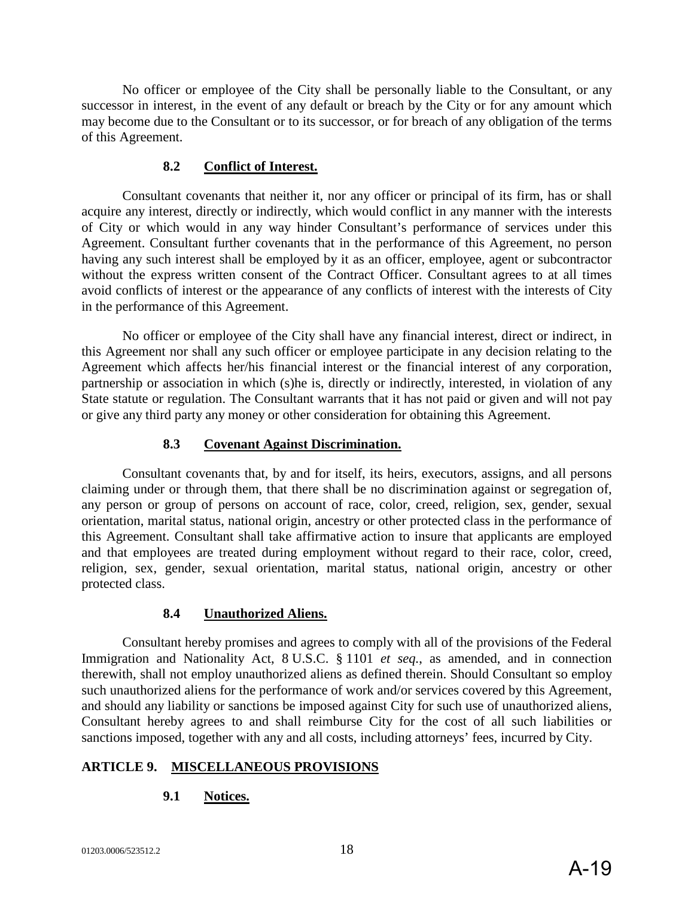No officer or employee of the City shall be personally liable to the Consultant, or any successor in interest, in the event of any default or breach by the City or for any amount which may become due to the Consultant or to its successor, or for breach of any obligation of the terms of this Agreement.

### 8.2 Conflict of Interest.

Consultant covenants that neither it, nor any officer or principal of its firm, has or shall acquire any interest, directly or indirectly, which would conflict in any manner with the interests of City or which would in any way hinder Consultant's performance of services under this Agreement. Consultant further covenants that in the performance of this Agreement, no person having any such interest shall be employed by it as an officer, employee, agent or subcontractor without the express written consent of the Contract Officer. Consultant agrees to at all times avoid conflicts of interest or the appearance of any conflicts of interest with the interests of City in the performance of this Agreement.

No officer or employee of the City shall have any financial interest, direct or indirect, in this Agreement nor shall any such officer or employee participate in any decision relating to the Agreement which affects her/his financial interest or the financial interest of any corporation, partnership or association in which (s)he is, directly or indirectly, interested, in violation of any State statute or regulation. The Consultant warrants that it has not paid or given and will not pay or give any third party any money or other consideration for obtaining this Agreement.

### 8.3 Covenant Against Discrimination.

Consultant covenants that, by and for itself, its heirs, executors, assigns, and all persons claiming under or through them, that there shall be no discrimination against or segregation of, any person or group of persons on account of race, color, creed, religion, sex, gender, sexual orientation, marital status, national origin, ancestry or other protected class in the performance of this Agreement. Consultant shall take affirmative action to insure that applicants are employed and that employees are treated during employment without regard to their race, color, creed, religion, sex, gender, sexual orientation, marital status, national origin, ancestry or other protected class.

### 8.4 Unauthorized Aliens.

Consultant hereby promises and agrees to comply with all of the provisions of the Federal Immigration and Nationality Act, 8 U.S.C. § 1101 *et seq.*, as amended, and in connection therewith, shall not employ unauthorized aliens as defined therein. Should Consultant so employ such unauthorized aliens for the performance of work and/or services covered by this Agreement, and should any liability or sanctions be imposed against City for such use of unauthorized aliens, Consultant hereby agrees to and shall reimburse City for the cost of all such liabilities or sanctions imposed, together with any and all costs, including attorneys' fees, incurred by City.

## ARTICLE 9. MISCELLANEOUS PROVISIONS

### 9.1 Notices.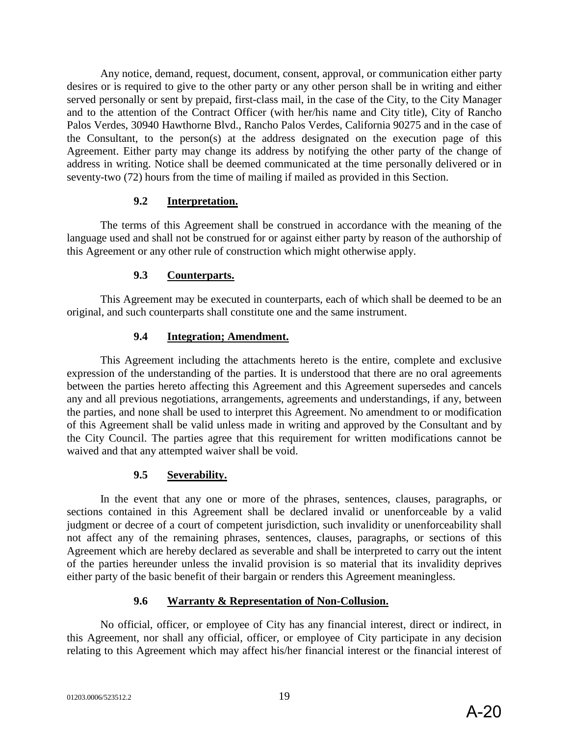Any notice, demand, request, document, consent, approval, or communication either party desires or is required to give to the other party or any other person shall be in writing and either served personally or sent by prepaid, first-class mail, in the case of the City, to the City Manager and to the attention of the Contract Officer (with her/his name and City title), City of Rancho Palos Verdes, 30940 Hawthorne Blvd., Rancho Palos Verdes, California 90275 and in the case of the Consultant, to the person(s) at the address designated on the execution page of this Agreement. Either party may change its address by notifying the other party of the change of address in writing. Notice shall be deemed communicated at the time personally delivered or in seventy-two (72) hours from the time of mailing if mailed as provided in this Section.

### 9.2 Interpretation.

The terms of this Agreement shall be construed in accordance with the meaning of the language used and shall not be construed for or against either party by reason of the authorship of this Agreement or any other rule of construction which might otherwise apply.

### 9.3 Counterparts.

This Agreement may be executed in counterparts, each of which shall be deemed to be an original, and such counterparts shall constitute one and the same instrument.

### 9.4 Integration; Amendment.

This Agreement including the attachments hereto is the entire, complete and exclusive expression of the understanding of the parties. It is understood that there are no oral agreements between the parties hereto affecting this Agreement and this Agreement supersedes and cancels any and all previous negotiations, arrangements, agreements and understandings, if any, between the parties, and none shall be used to interpret this Agreement. No amendment to or modification of this Agreement shall be valid unless made in writing and approved by the Consultant and by the City Council. The parties agree that this requirement for written modifications cannot be waived and that any attempted waiver shall be void.

### 9.5 Severability.

In the event that any one or more of the phrases, sentences, clauses, paragraphs, or sections contained in this Agreement shall be declared invalid or unenforceable by a valid judgment or decree of a court of competent jurisdiction, such invalidity or unenforceability shall not affect any of the remaining phrases, sentences, clauses, paragraphs, or sections of this Agreement which are hereby declared as severable and shall be interpreted to carry out the intent of the parties hereunder unless the invalid provision is so material that its invalidity deprives either party of the basic benefit of their bargain or renders this Agreement meaningless.

### 9.6 Warranty & Representation of Non-Collusion.

No official, officer, or employee of City has any financial interest, direct or indirect, in this Agreement, nor shall any official, officer, or employee of City participate in any decision relating to this Agreement which may affect his/her financial interest or the financial interest of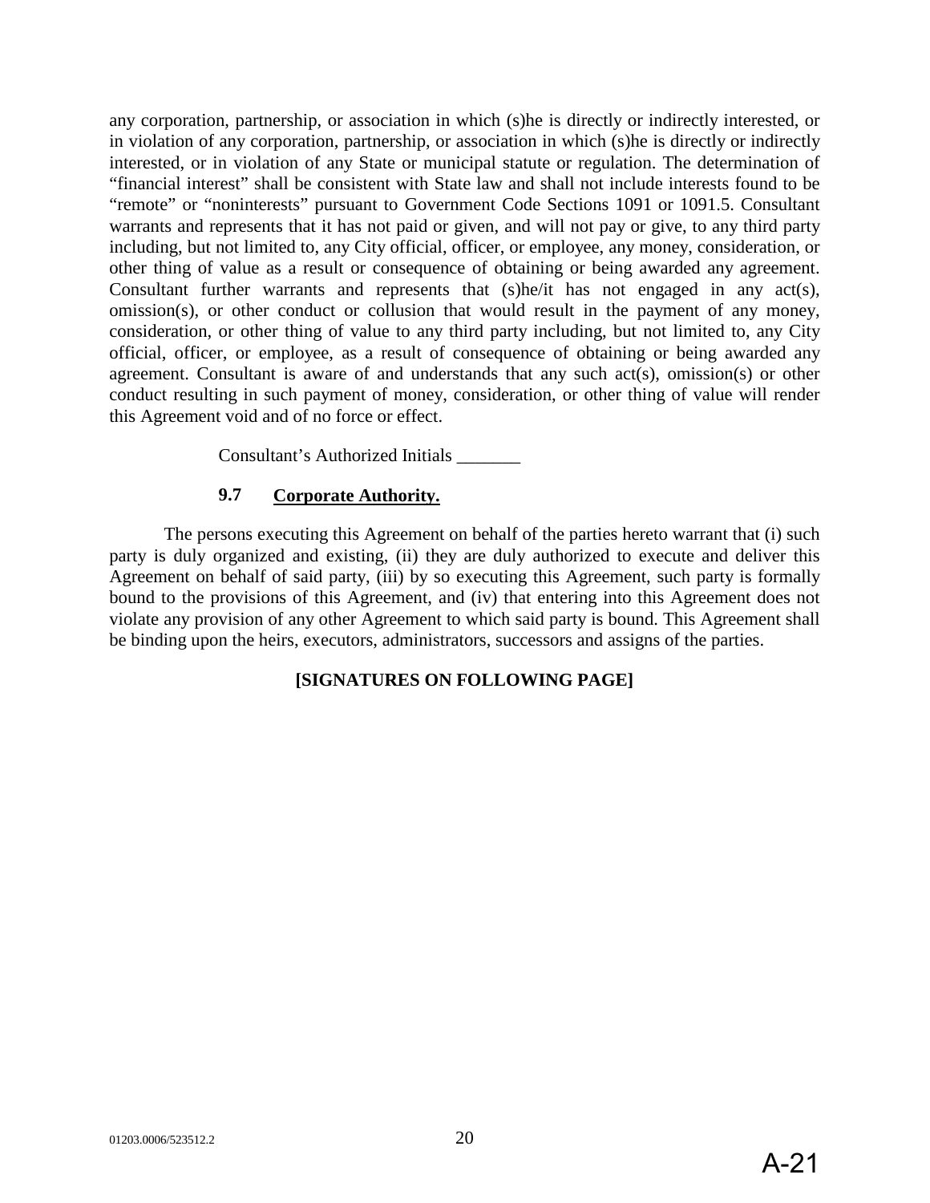any corporation, partnership, or association in which (s)he is directly or indirectly interested, or in violation of any corporation, partnership, or association in which (s)he is directly or indirectly interested, or in violation of any State or municipal statute or regulation. The determination of "financial interest" shall be consistent with State law and shall not include interests found to be "remote" or "noninterests" pursuant to Government Code Sections 1091 or 1091.5. Consultant warrants and represents that it has not paid or given, and will not pay or give, to any third party including, but not limited to, any City official, officer, or employee, any money, consideration, or other thing of value as a result or consequence of obtaining or being awarded any agreement. Consultant further warrants and represents that (s)he/it has not engaged in any act(s), omission(s), or other conduct or collusion that would result in the payment of any money, consideration, or other thing of value to any third party including, but not limited to, any City official, officer, or employee, as a result of consequence of obtaining or being awarded any agreement. Consultant is aware of and understands that any such act(s), omission(s) or other conduct resulting in such payment of money, consideration, or other thing of value will render this Agreement void and of no force or effect.

Consultant's Authorized Initials _______

**9.7 Corporate Authority.**

The persons executing this Agreement on behalf of the parties hereto warrant that (i) such party is duly organized and existing, (ii) they are duly authorized to execute and deliver this Agreement on behalf of said party, (iii) by so executing this Agreement, such party is formally bound to the provisions of this Agreement, and (iv) that entering into this Agreement does not violate any provision of any other Agreement to which said party is bound. This Agreement shall be binding upon the heirs, executors, administrators, successors and assigns of the parties.

**[SIGNATURES ON FOLLOWING PAGE]**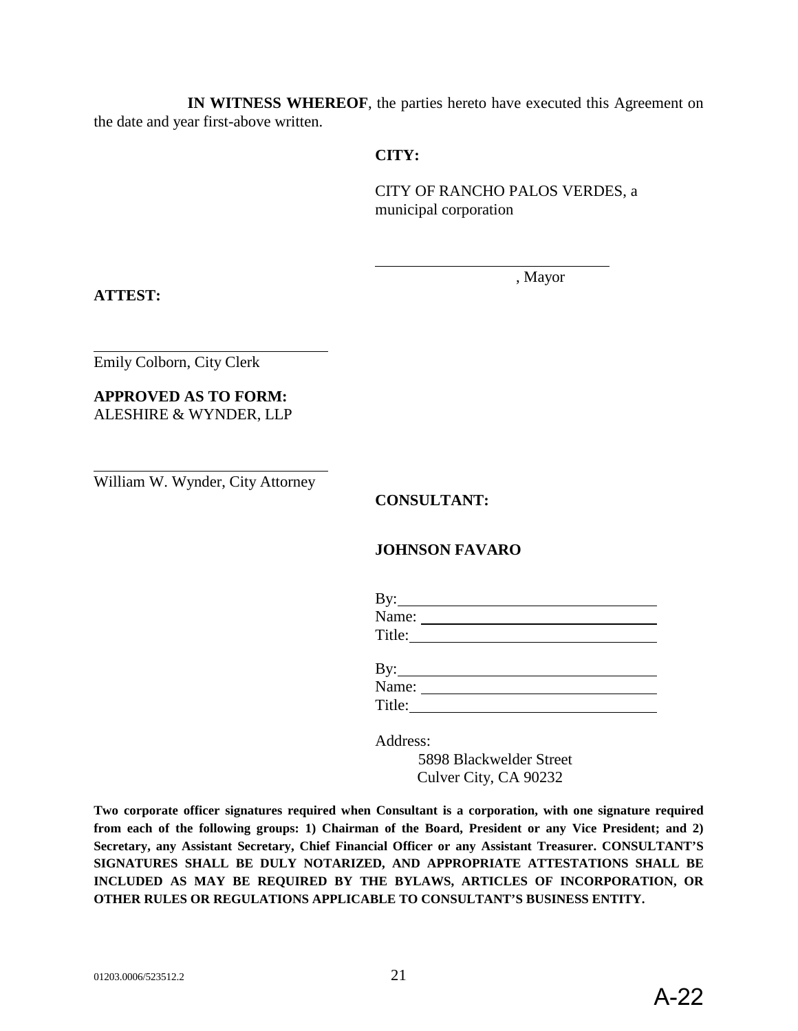**IN WITNESS WHEREOF**, the parties hereto have executed this Agreement on the date and year first-above written.

**CITY:**

CITY OF RANCHO PALOS VERDES, a municipal corporation

\_\_\_\_\_\_\_\_\_\_\_\_\_\_\_\_\_\_\_\_\_\_\_\_\_\_\_\_\_\_\_\_
, Mayor

**ATTEST:**

\_\_\_\_\_\_\_\_\_\_\_\_\_\_\_\_\_\_\_\_\_\_\_\_\_\_\_\_\_\_\_\_
Emily Colborn, City Clerk

**APPROVED AS TO FORM:**
ALESHIRE & WYNDER, LLP

\_\_\_\_\_\_\_\_\_\_\_\_\_\_\_\_\_\_\_\_\_\_\_\_\_\_\_\_\_\_\_\_
William W. Wynder, City Attorney

**CONSULTANT:**

**JOHNSON FAVARO**

By: \_\_\_\_\_\_\_\_\_\_\_\_\_\_\_\_\_\_\_\_\_\_\_\_\_\_\_\_\_\_\_\_
Name: \_\_\_\_\_\_\_\_\_\_\_\_\_\_\_\_\_\_\_\_\_\_\_\_\_\_\_\_\_\_
Title: \_\_\_\_\_\_\_\_\_\_\_\_\_\_\_\_\_\_\_\_\_\_\_\_\_\_\_\_\_\_\_

By: \_\_\_\_\_\_\_\_\_\_\_\_\_\_\_\_\_\_\_\_\_\_\_\_\_\_\_\_\_\_\_\_
Name: \_\_\_\_\_\_\_\_\_\_\_\_\_\_\_\_\_\_\_\_\_\_\_\_\_\_\_\_\_\_
Title: \_\_\_\_\_\_\_\_\_\_\_\_\_\_\_\_\_\_\_\_\_\_\_\_\_\_\_\_\_\_\_

Address:
5898 Blackwelder Street
Culver City, CA 90232

**Two corporate officer signatures required when Consultant is a corporation, with one signature required from each of the following groups: 1) Chairman of the Board, President or any Vice President; and 2) Secretary, any Assistant Secretary, Chief Financial Officer or any Assistant Treasurer. CONSULTANT'S SIGNATURES SHALL BE DULY NOTARIZED, AND APPROPRIATE ATTESTATIONS SHALL BE INCLUDED AS MAY BE REQUIRED BY THE BYLAWS, ARTICLES OF INCORPORATION, OR OTHER RULES OR REGULATIONS APPLICABLE TO CONSULTANT'S BUSINESS ENTITY.**

01203.0006/523512.2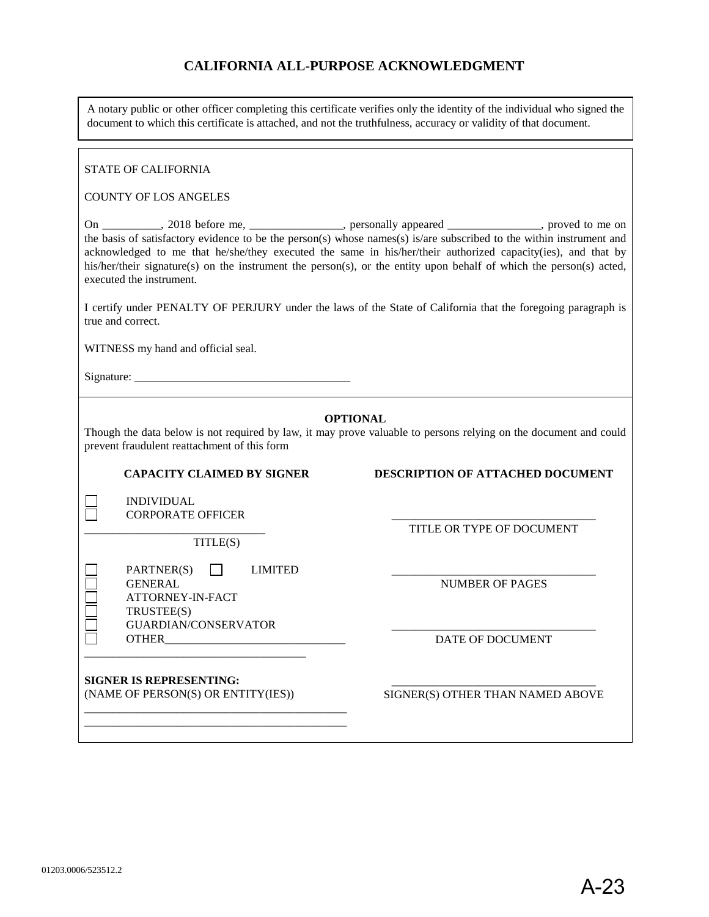# CALIFORNIA ALL-PURPOSE ACKNOWLEDGMENT

A notary public or other officer completing this certificate verifies only the identity of the individual who signed the document to which this certificate is attached, and not the truthfulness, accuracy or validity of that document.

STATE OF CALIFORNIA

COUNTY OF LOS ANGELES

On __________, 2018 before me, ________________, personally appeared ________________, proved to me on the basis of satisfactory evidence to be the person(s) whose names(s) is/are subscribed to the within instrument and acknowledged to me that he/she/they executed the same in his/her/their authorized capacity(ies), and that by his/her/their signature(s) on the instrument the person(s), or the entity upon behalf of which the person(s) acted, executed the instrument.

I certify under PENALTY OF PERJURY under the laws of the State of California that the foregoing paragraph is true and correct.

WITNESS my hand and official seal.

Signature: _____________________________________

**OPTIONAL**

Though the data below is not required by law, it may prove valuable to persons relying on the document and could prevent fraudulent reattachment of this form

**CAPACITY CLAIMED BY SIGNER**

☐ INDIVIDUAL
☐ CORPORATE OFFICER

_______________________________
TITLE(S)

☐ PARTNER(S) ☐ LIMITED
☐ GENERAL
☐ ATTORNEY-IN-FACT
☐ TRUSTEE(S)
☐ GUARDIAN/CONSERVATOR
☐ OTHER_______________________________

______________________________________

**SIGNER IS REPRESENTING:**
(NAME OF PERSON(S) OR ENTITY(IES))

_____________________________________________
_____________________________________________

**DESCRIPTION OF ATTACHED DOCUMENT**

___________________________________
TITLE OR TYPE OF DOCUMENT

___________________________________
NUMBER OF PAGES

___________________________________
DATE OF DOCUMENT

___________________________________
SIGNER(S) OTHER THAN NAMED ABOVE

01203.0006/523512.2

A-23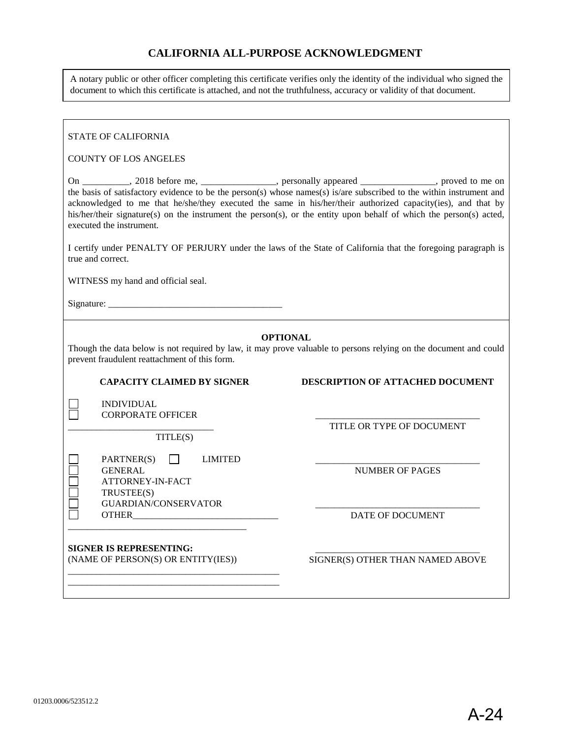# CALIFORNIA ALL-PURPOSE ACKNOWLEDGMENT

A notary public or other officer completing this certificate verifies only the identity of the individual who signed the document to which this certificate is attached, and not the truthfulness, accuracy or validity of that document.

STATE OF CALIFORNIA

COUNTY OF LOS ANGELES

On __________, 2018 before me, ________________, personally appeared ________________, proved to me on the basis of satisfactory evidence to be the person(s) whose names(s) is/are subscribed to the within instrument and acknowledged to me that he/she/they executed the same in his/her/their authorized capacity(ies), and that by his/her/their signature(s) on the instrument the person(s), or the entity upon behalf of which the person(s) acted, executed the instrument.

I certify under PENALTY OF PERJURY under the laws of the State of California that the foregoing paragraph is true and correct.

WITNESS my hand and official seal.

Signature: _____________________________________

**OPTIONAL**

Though the data below is not required by law, it may prove valuable to persons relying on the document and could prevent fraudulent reattachment of this form.

**CAPACITY CLAIMED BY SIGNER**

☐ INDIVIDUAL
☐ CORPORATE OFFICER

_______________________________
TITLE(S)

☐ PARTNER(S) ☐ LIMITED
☐ GENERAL
☐ ATTORNEY-IN-FACT
☐ TRUSTEE(S)
☐ GUARDIAN/CONSERVATOR
☐ OTHER_______________________________

______________________________________

**SIGNER IS REPRESENTING:**
(NAME OF PERSON(S) OR ENTITY(IES))

_____________________________________________
_____________________________________________

**DESCRIPTION OF ATTACHED DOCUMENT**

___________________________________
TITLE OR TYPE OF DOCUMENT

___________________________________
NUMBER OF PAGES

___________________________________
DATE OF DOCUMENT

___________________________________
SIGNER(S) OTHER THAN NAMED ABOVE

01203.0006/523512.2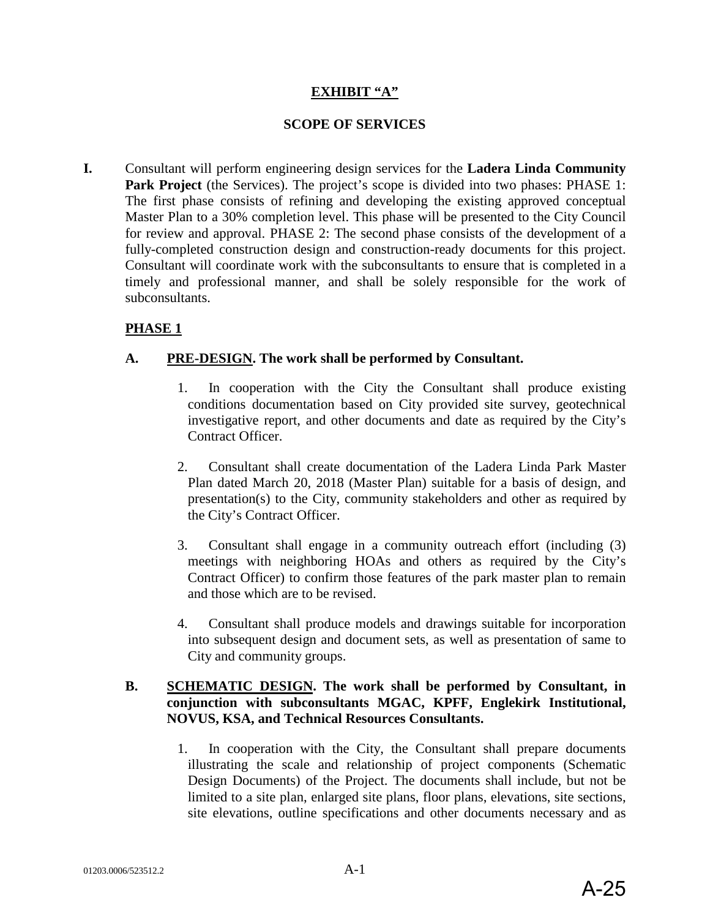**EXHIBIT "A"**

**SCOPE OF SERVICES**

**I.** Consultant will perform engineering design services for the **Ladera Linda Community Park Project** (the Services). The project's scope is divided into two phases: PHASE 1: The first phase consists of refining and developing the existing approved conceptual Master Plan to a 30% completion level. This phase will be presented to the City Council for review and approval. PHASE 2: The second phase consists of the development of a fully-completed construction design and construction-ready documents for this project. Consultant will coordinate work with the subconsultants to ensure that is completed in a timely and professional manner, and shall be solely responsible for the work of subconsultants.

**PHASE 1**

**A. PRE-DESIGN. The work shall be performed by Consultant.**

1. In cooperation with the City the Consultant shall produce existing conditions documentation based on City provided site survey, geotechnical investigative report, and other documents and date as required by the City's Contract Officer.

2. Consultant shall create documentation of the Ladera Linda Park Master Plan dated March 20, 2018 (Master Plan) suitable for a basis of design, and presentation(s) to the City, community stakeholders and other as required by the City's Contract Officer.

3. Consultant shall engage in a community outreach effort (including (3) meetings with neighboring HOAs and others as required by the City's Contract Officer) to confirm those features of the park master plan to remain and those which are to be revised.

4. Consultant shall produce models and drawings suitable for incorporation into subsequent design and document sets, as well as presentation of same to City and community groups.

**B. SCHEMATIC DESIGN. The work shall be performed by Consultant, in conjunction with subconsultants MGAC, KPFF, Englekirk Institutional, NOVUS, KSA, and Technical Resources Consultants.**

1. In cooperation with the City, the Consultant shall prepare documents illustrating the scale and relationship of project components (Schematic Design Documents) of the Project. The documents shall include, but not be limited to a site plan, enlarged site plans, floor plans, elevations, site sections, site elevations, outline specifications and other documents necessary and as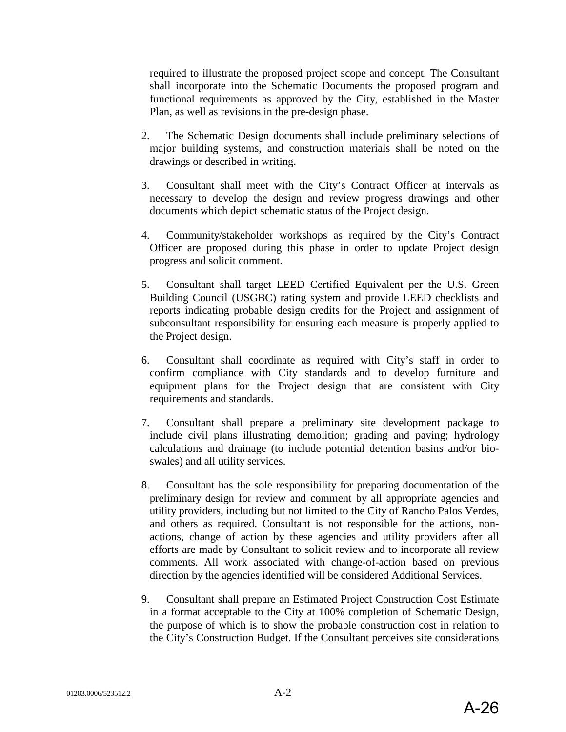required to illustrate the proposed project scope and concept. The Consultant shall incorporate into the Schematic Documents the proposed program and functional requirements as approved by the City, established in the Master Plan, as well as revisions in the pre-design phase.

2. The Schematic Design documents shall include preliminary selections of major building systems, and construction materials shall be noted on the drawings or described in writing.

3. Consultant shall meet with the City's Contract Officer at intervals as necessary to develop the design and review progress drawings and other documents which depict schematic status of the Project design.

4. Community/stakeholder workshops as required by the City's Contract Officer are proposed during this phase in order to update Project design progress and solicit comment.

5. Consultant shall target LEED Certified Equivalent per the U.S. Green Building Council (USGBC) rating system and provide LEED checklists and reports indicating probable design credits for the Project and assignment of subconsultant responsibility for ensuring each measure is properly applied to the Project design.

6. Consultant shall coordinate as required with City's staff in order to confirm compliance with City standards and to develop furniture and equipment plans for the Project design that are consistent with City requirements and standards.

7. Consultant shall prepare a preliminary site development package to include civil plans illustrating demolition; grading and paving; hydrology calculations and drainage (to include potential detention basins and/or bio-swales) and all utility services.

8. Consultant has the sole responsibility for preparing documentation of the preliminary design for review and comment by all appropriate agencies and utility providers, including but not limited to the City of Rancho Palos Verdes, and others as required. Consultant is not responsible for the actions, non-actions, change of action by these agencies and utility providers after all efforts are made by Consultant to solicit review and to incorporate all review comments. All work associated with change-of-action based on previous direction by the agencies identified will be considered Additional Services.

9. Consultant shall prepare an Estimated Project Construction Cost Estimate in a format acceptable to the City at 100% completion of Schematic Design, the purpose of which is to show the probable construction cost in relation to the City's Construction Budget. If the Consultant perceives site considerations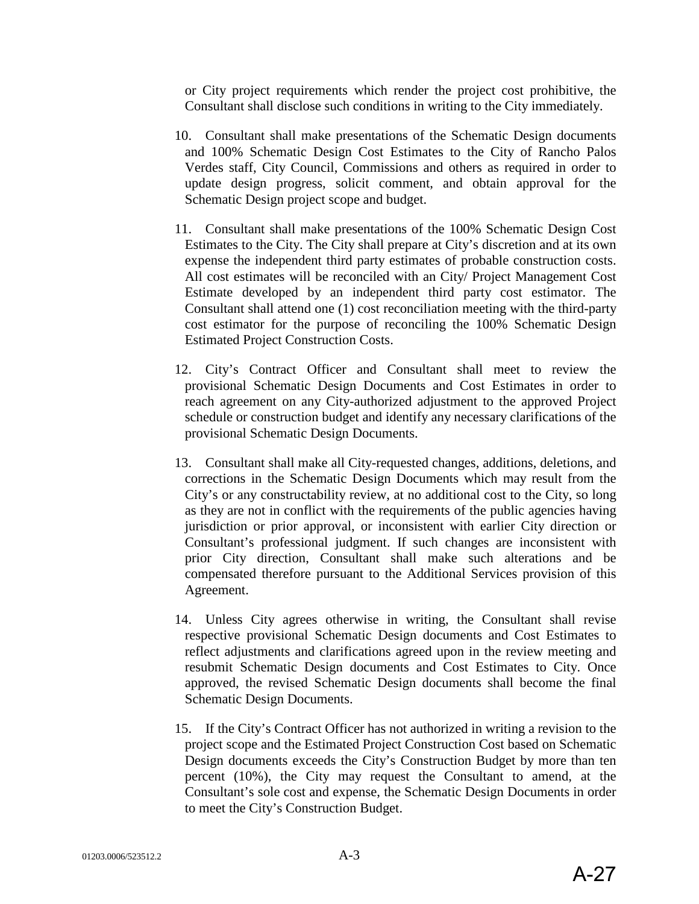or City project requirements which render the project cost prohibitive, the Consultant shall disclose such conditions in writing to the City immediately.

10. Consultant shall make presentations of the Schematic Design documents and 100% Schematic Design Cost Estimates to the City of Rancho Palos Verdes staff, City Council, Commissions and others as required in order to update design progress, solicit comment, and obtain approval for the Schematic Design project scope and budget.

11. Consultant shall make presentations of the 100% Schematic Design Cost Estimates to the City. The City shall prepare at City's discretion and at its own expense the independent third party estimates of probable construction costs. All cost estimates will be reconciled with an City/ Project Management Cost Estimate developed by an independent third party cost estimator. The Consultant shall attend one (1) cost reconciliation meeting with the third-party cost estimator for the purpose of reconciling the 100% Schematic Design Estimated Project Construction Costs.

12. City's Contract Officer and Consultant shall meet to review the provisional Schematic Design Documents and Cost Estimates in order to reach agreement on any City-authorized adjustment to the approved Project schedule or construction budget and identify any necessary clarifications of the provisional Schematic Design Documents.

13. Consultant shall make all City-requested changes, additions, deletions, and corrections in the Schematic Design Documents which may result from the City's or any constructability review, at no additional cost to the City, so long as they are not in conflict with the requirements of the public agencies having jurisdiction or prior approval, or inconsistent with earlier City direction or Consultant's professional judgment. If such changes are inconsistent with prior City direction, Consultant shall make such alterations and be compensated therefore pursuant to the Additional Services provision of this Agreement.

14. Unless City agrees otherwise in writing, the Consultant shall revise respective provisional Schematic Design documents and Cost Estimates to reflect adjustments and clarifications agreed upon in the review meeting and resubmit Schematic Design documents and Cost Estimates to City. Once approved, the revised Schematic Design documents shall become the final Schematic Design Documents.

15. If the City's Contract Officer has not authorized in writing a revision to the project scope and the Estimated Project Construction Cost based on Schematic Design documents exceeds the City's Construction Budget by more than ten percent (10%), the City may request the Consultant to amend, at the Consultant's sole cost and expense, the Schematic Design Documents in order to meet the City's Construction Budget.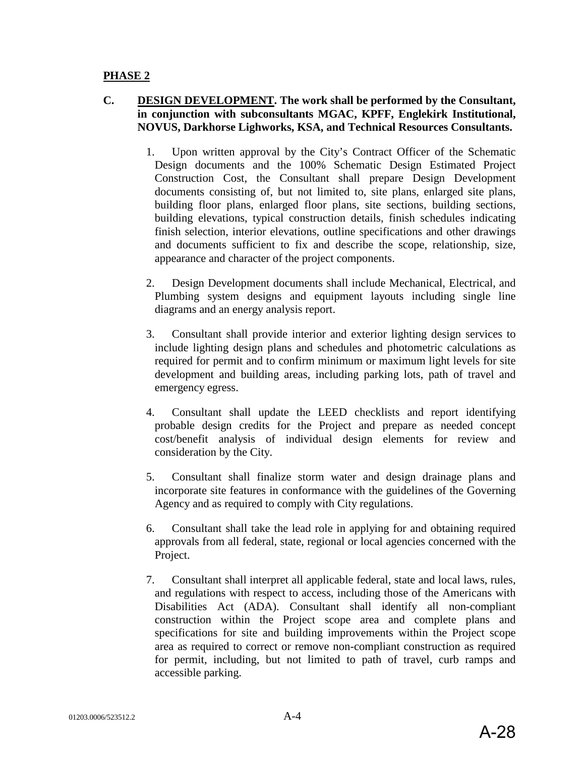**PHASE 2**

**C. DESIGN DEVELOPMENT. The work shall be performed by the Consultant, in conjunction with subconsultants MGAC, KPFF, Englekirk Institutional, NOVUS, Darkhorse Lighworks, KSA, and Technical Resources Consultants.**

1. Upon written approval by the City's Contract Officer of the Schematic Design documents and the 100% Schematic Design Estimated Project Construction Cost, the Consultant shall prepare Design Development documents consisting of, but not limited to, site plans, enlarged site plans, building floor plans, enlarged floor plans, site sections, building sections, building elevations, typical construction details, finish schedules indicating finish selection, interior elevations, outline specifications and other drawings and documents sufficient to fix and describe the scope, relationship, size, appearance and character of the project components.

2. Design Development documents shall include Mechanical, Electrical, and Plumbing system designs and equipment layouts including single line diagrams and an energy analysis report.

3. Consultant shall provide interior and exterior lighting design services to include lighting design plans and schedules and photometric calculations as required for permit and to confirm minimum or maximum light levels for site development and building areas, including parking lots, path of travel and emergency egress.

4. Consultant shall update the LEED checklists and report identifying probable design credits for the Project and prepare as needed concept cost/benefit analysis of individual design elements for review and consideration by the City.

5. Consultant shall finalize storm water and design drainage plans and incorporate site features in conformance with the guidelines of the Governing Agency and as required to comply with City regulations.

6. Consultant shall take the lead role in applying for and obtaining required approvals from all federal, state, regional or local agencies concerned with the Project.

7. Consultant shall interpret all applicable federal, state and local laws, rules, and regulations with respect to access, including those of the Americans with Disabilities Act (ADA). Consultant shall identify all non-compliant construction within the Project scope area and complete plans and specifications for site and building improvements within the Project scope area as required to correct or remove non-compliant construction as required for permit, including, but not limited to path of travel, curb ramps and accessible parking.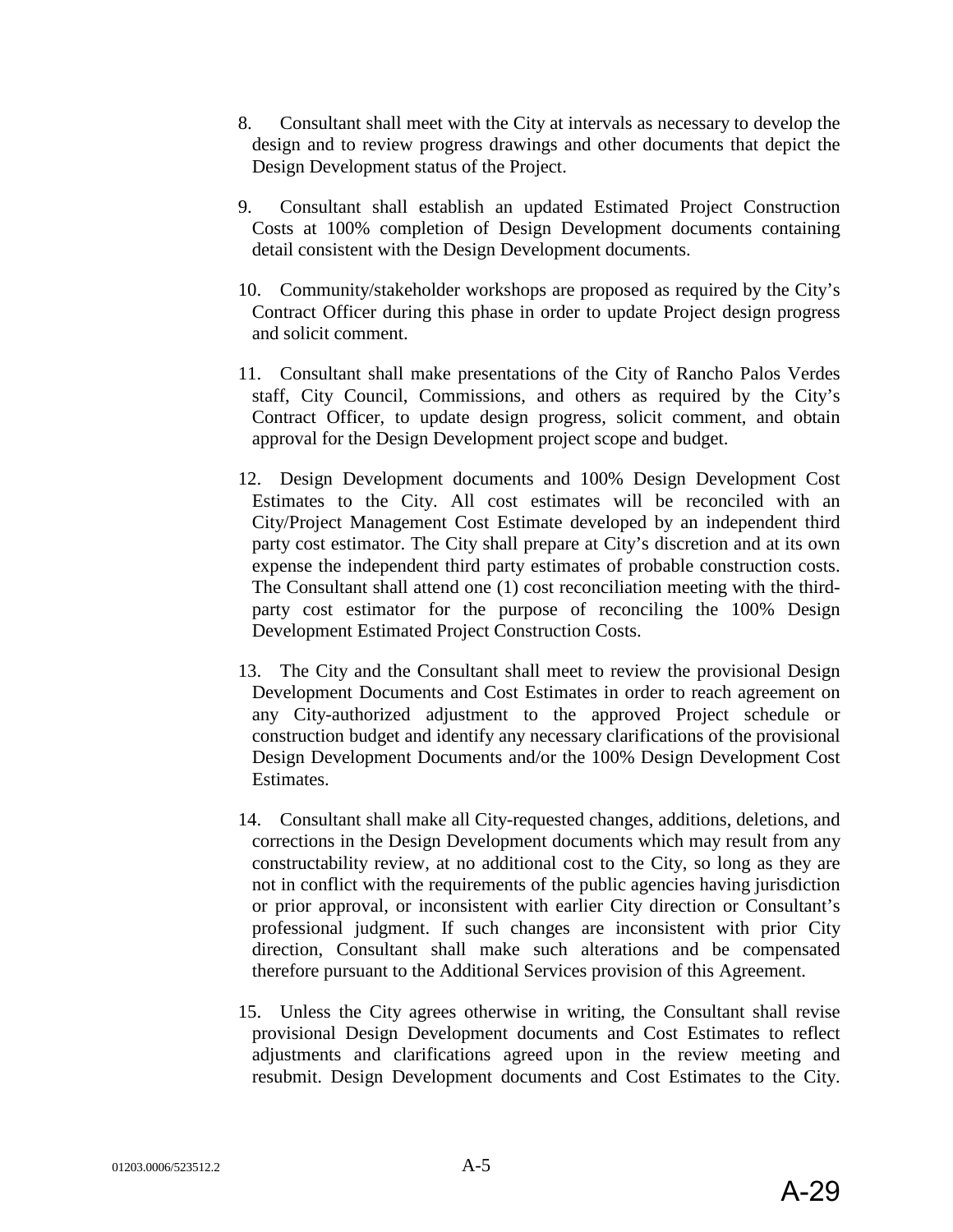8. Consultant shall meet with the City at intervals as necessary to develop the design and to review progress drawings and other documents that depict the Design Development status of the Project.

9. Consultant shall establish an updated Estimated Project Construction Costs at 100% completion of Design Development documents containing detail consistent with the Design Development documents.

10. Community/stakeholder workshops are proposed as required by the City's Contract Officer during this phase in order to update Project design progress and solicit comment.

11. Consultant shall make presentations of the City of Rancho Palos Verdes staff, City Council, Commissions, and others as required by the City's Contract Officer, to update design progress, solicit comment, and obtain approval for the Design Development project scope and budget.

12. Design Development documents and 100% Design Development Cost Estimates to the City. All cost estimates will be reconciled with an City/Project Management Cost Estimate developed by an independent third party cost estimator. The City shall prepare at City's discretion and at its own expense the independent third party estimates of probable construction costs. The Consultant shall attend one (1) cost reconciliation meeting with the third-party cost estimator for the purpose of reconciling the 100% Design Development Estimated Project Construction Costs.

13. The City and the Consultant shall meet to review the provisional Design Development Documents and Cost Estimates in order to reach agreement on any City-authorized adjustment to the approved Project schedule or construction budget and identify any necessary clarifications of the provisional Design Development Documents and/or the 100% Design Development Cost Estimates.

14. Consultant shall make all City-requested changes, additions, deletions, and corrections in the Design Development documents which may result from any constructability review, at no additional cost to the City, so long as they are not in conflict with the requirements of the public agencies having jurisdiction or prior approval, or inconsistent with earlier City direction or Consultant's professional judgment. If such changes are inconsistent with prior City direction, Consultant shall make such alterations and be compensated therefore pursuant to the Additional Services provision of this Agreement.

15. Unless the City agrees otherwise in writing, the Consultant shall revise provisional Design Development documents and Cost Estimates to reflect adjustments and clarifications agreed upon in the review meeting and resubmit. Design Development documents and Cost Estimates to the City.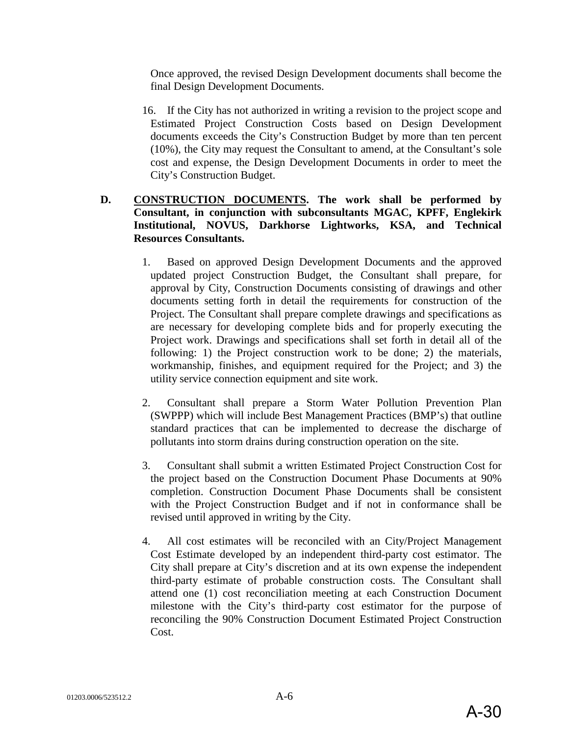Once approved, the revised Design Development documents shall become the final Design Development Documents.

16. If the City has not authorized in writing a revision to the project scope and Estimated Project Construction Costs based on Design Development documents exceeds the City's Construction Budget by more than ten percent (10%), the City may request the Consultant to amend, at the Consultant's sole cost and expense, the Design Development Documents in order to meet the City's Construction Budget.

**D. <u>CONSTRUCTION DOCUMENTS</u>. The work shall be performed by Consultant, in conjunction with subconsultants MGAC, KPFF, Englekirk Institutional, NOVUS, Darkhorse Lightworks, KSA, and Technical Resources Consultants.**

1. Based on approved Design Development Documents and the approved updated project Construction Budget, the Consultant shall prepare, for approval by City, Construction Documents consisting of drawings and other documents setting forth in detail the requirements for construction of the Project. The Consultant shall prepare complete drawings and specifications as are necessary for developing complete bids and for properly executing the Project work. Drawings and specifications shall set forth in detail all of the following: 1) the Project construction work to be done; 2) the materials, workmanship, finishes, and equipment required for the Project; and 3) the utility service connection equipment and site work.

2. Consultant shall prepare a Storm Water Pollution Prevention Plan (SWPPP) which will include Best Management Practices (BMP's) that outline standard practices that can be implemented to decrease the discharge of pollutants into storm drains during construction operation on the site.

3. Consultant shall submit a written Estimated Project Construction Cost for the project based on the Construction Document Phase Documents at 90% completion. Construction Document Phase Documents shall be consistent with the Project Construction Budget and if not in conformance shall be revised until approved in writing by the City.

4. All cost estimates will be reconciled with an City/Project Management Cost Estimate developed by an independent third-party cost estimator. The City shall prepare at City's discretion and at its own expense the independent third-party estimate of probable construction costs. The Consultant shall attend one (1) cost reconciliation meeting at each Construction Document milestone with the City's third-party cost estimator for the purpose of reconciling the 90% Construction Document Estimated Project Construction Cost.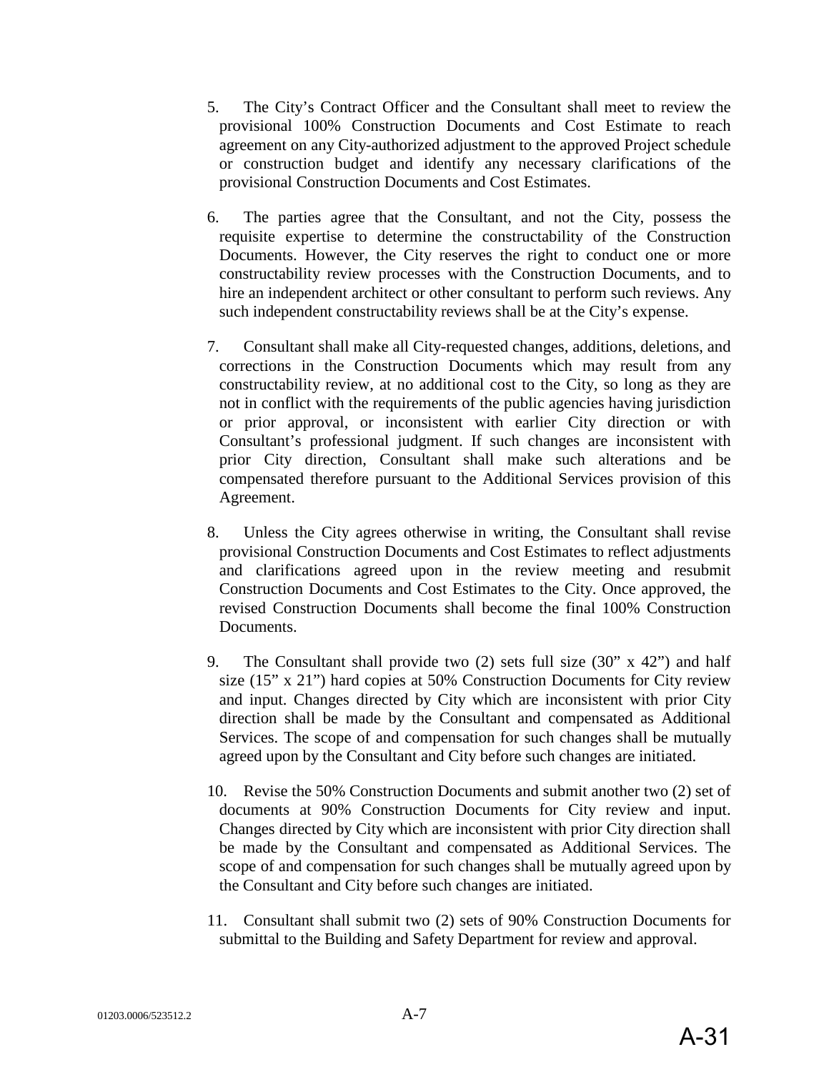5. The City's Contract Officer and the Consultant shall meet to review the provisional 100% Construction Documents and Cost Estimate to reach agreement on any City-authorized adjustment to the approved Project schedule or construction budget and identify any necessary clarifications of the provisional Construction Documents and Cost Estimates.

6. The parties agree that the Consultant, and not the City, possess the requisite expertise to determine the constructability of the Construction Documents. However, the City reserves the right to conduct one or more constructability review processes with the Construction Documents, and to hire an independent architect or other consultant to perform such reviews. Any such independent constructability reviews shall be at the City's expense.

7. Consultant shall make all City-requested changes, additions, deletions, and corrections in the Construction Documents which may result from any constructability review, at no additional cost to the City, so long as they are not in conflict with the requirements of the public agencies having jurisdiction or prior approval, or inconsistent with earlier City direction or with Consultant's professional judgment. If such changes are inconsistent with prior City direction, Consultant shall make such alterations and be compensated therefore pursuant to the Additional Services provision of this Agreement.

8. Unless the City agrees otherwise in writing, the Consultant shall revise provisional Construction Documents and Cost Estimates to reflect adjustments and clarifications agreed upon in the review meeting and resubmit Construction Documents and Cost Estimates to the City. Once approved, the revised Construction Documents shall become the final 100% Construction Documents.

9. The Consultant shall provide two (2) sets full size (30" x 42") and half size (15" x 21") hard copies at 50% Construction Documents for City review and input. Changes directed by City which are inconsistent with prior City direction shall be made by the Consultant and compensated as Additional Services. The scope of and compensation for such changes shall be mutually agreed upon by the Consultant and City before such changes are initiated.

10. Revise the 50% Construction Documents and submit another two (2) set of documents at 90% Construction Documents for City review and input. Changes directed by City which are inconsistent with prior City direction shall be made by the Consultant and compensated as Additional Services. The scope of and compensation for such changes shall be mutually agreed upon by the Consultant and City before such changes are initiated.

11. Consultant shall submit two (2) sets of 90% Construction Documents for submittal to the Building and Safety Department for review and approval.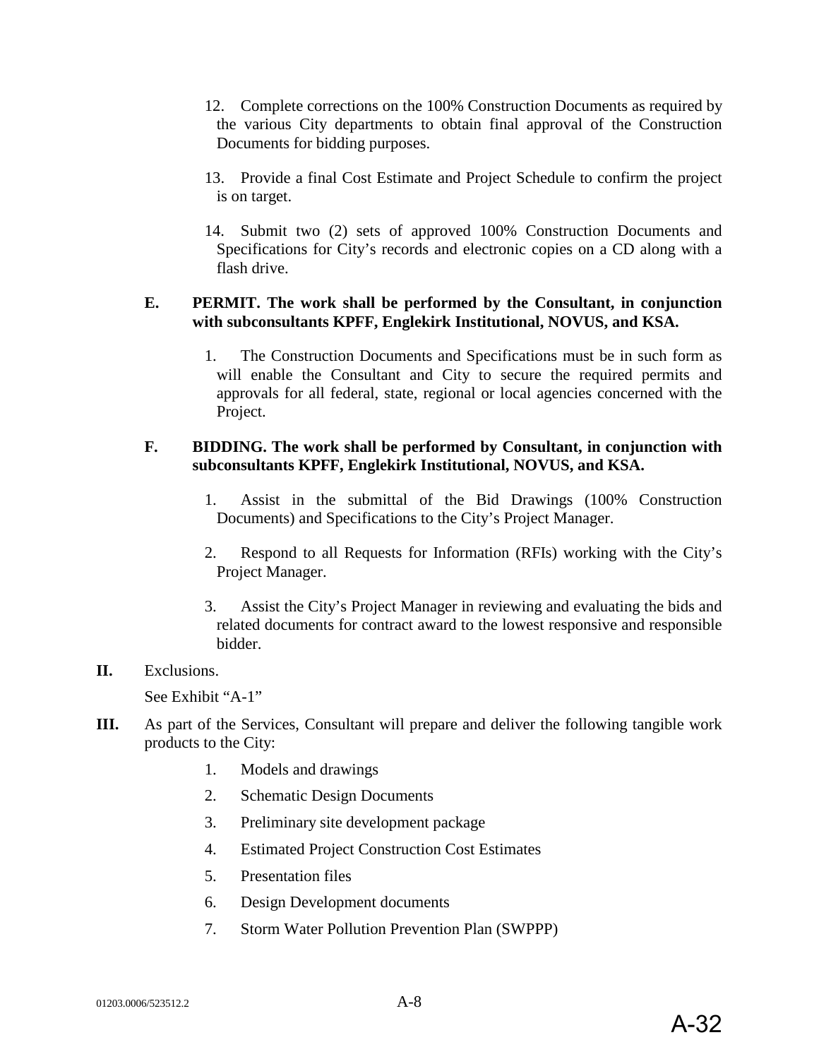12. Complete corrections on the 100% Construction Documents as required by the various City departments to obtain final approval of the Construction Documents for bidding purposes.

13. Provide a final Cost Estimate and Project Schedule to confirm the project is on target.

14. Submit two (2) sets of approved 100% Construction Documents and Specifications for City's records and electronic copies on a CD along with a flash drive.

**E. PERMIT. The work shall be performed by the Consultant, in conjunction with subconsultants KPFF, Englekirk Institutional, NOVUS, and KSA.**

1. The Construction Documents and Specifications must be in such form as will enable the Consultant and City to secure the required permits and approvals for all federal, state, regional or local agencies concerned with the Project.

**F. BIDDING. The work shall be performed by Consultant, in conjunction with subconsultants KPFF, Englekirk Institutional, NOVUS, and KSA.**

1. Assist in the submittal of the Bid Drawings (100% Construction Documents) and Specifications to the City's Project Manager.

2. Respond to all Requests for Information (RFIs) working with the City's Project Manager.

3. Assist the City's Project Manager in reviewing and evaluating the bids and related documents for contract award to the lowest responsive and responsible bidder.

**II.** Exclusions.

See Exhibit "A-1"

**III.** As part of the Services, Consultant will prepare and deliver the following tangible work products to the City:

1. Models and drawings
2. Schematic Design Documents
3. Preliminary site development package
4. Estimated Project Construction Cost Estimates
5. Presentation files
6. Design Development documents
7. Storm Water Pollution Prevention Plan (SWPPP)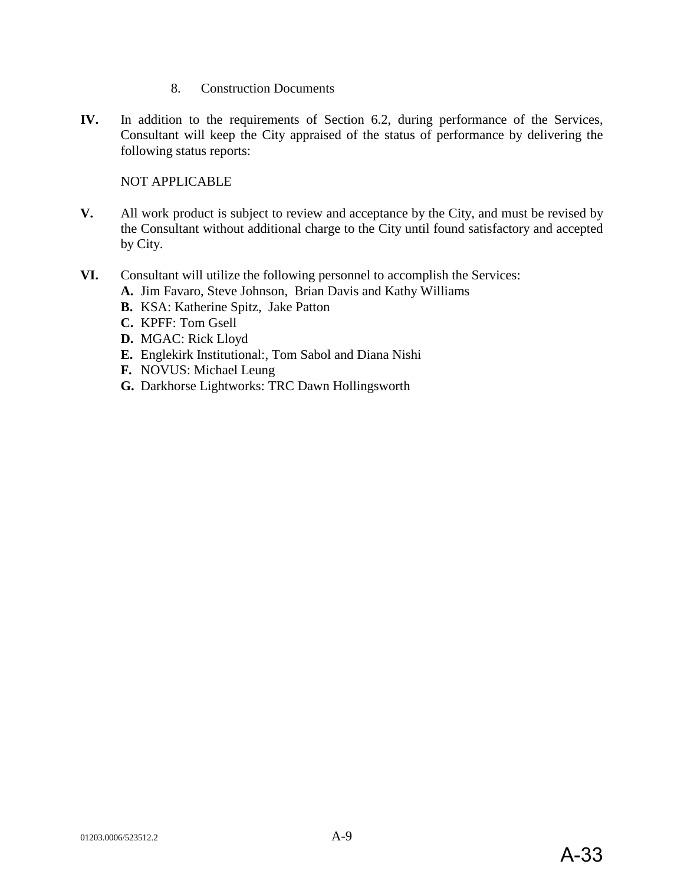8. Construction Documents

**IV.** In addition to the requirements of Section 6.2, during performance of the Services, Consultant will keep the City appraised of the status of performance by delivering the following status reports:

NOT APPLICABLE

**V.** All work product is subject to review and acceptance by the City, and must be revised by the Consultant without additional charge to the City until found satisfactory and accepted by City.

**VI.** Consultant will utilize the following personnel to accomplish the Services:

**A.** Jim Favaro, Steve Johnson, Brian Davis and Kathy Williams
**B.** KSA: Katherine Spitz, Jake Patton
**C.** KPFF: Tom Gsell
**D.** MGAC: Rick Lloyd
**E.** Englekirk Institutional:, Tom Sabol and Diana Nishi
**F.** NOVUS: Michael Leung
**G.** Darkhorse Lightworks: TRC Dawn Hollingsworth

01203.0006/523512.2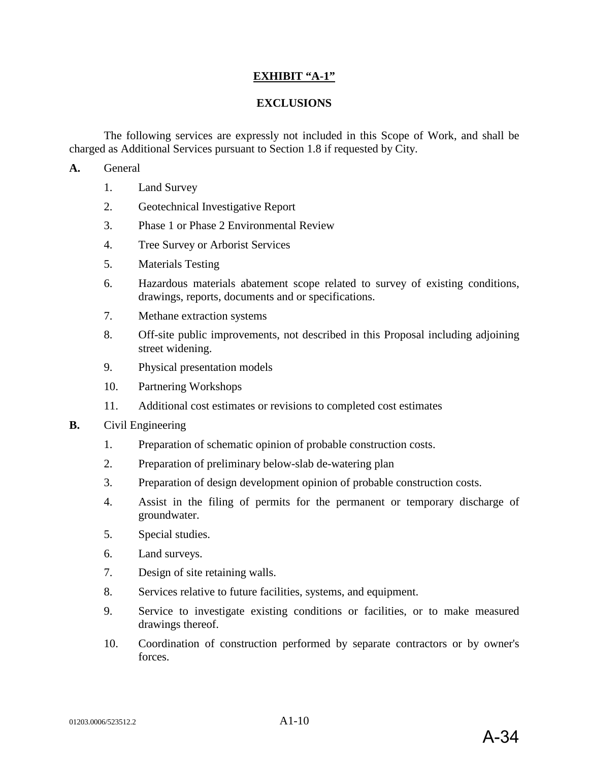## EXHIBIT "A-1"

## EXCLUSIONS

The following services are expressly not included in this Scope of Work, and shall be charged as Additional Services pursuant to Section 1.8 if requested by City.

**A.** General

1. Land Survey
2. Geotechnical Investigative Report
3. Phase 1 or Phase 2 Environmental Review
4. Tree Survey or Arborist Services
5. Materials Testing
6. Hazardous materials abatement scope related to survey of existing conditions, drawings, reports, documents and or specifications.
7. Methane extraction systems
8. Off-site public improvements, not described in this Proposal including adjoining street widening.
9. Physical presentation models
10. Partnering Workshops
11. Additional cost estimates or revisions to completed cost estimates

**B.** Civil Engineering

1. Preparation of schematic opinion of probable construction costs.
2. Preparation of preliminary below-slab de-watering plan
3. Preparation of design development opinion of probable construction costs.
4. Assist in the filing of permits for the permanent or temporary discharge of groundwater.
5. Special studies.
6. Land surveys.
7. Design of site retaining walls.
8. Services relative to future facilities, systems, and equipment.
9. Service to investigate existing conditions or facilities, or to make measured drawings thereof.
10. Coordination of construction performed by separate contractors or by owner's forces.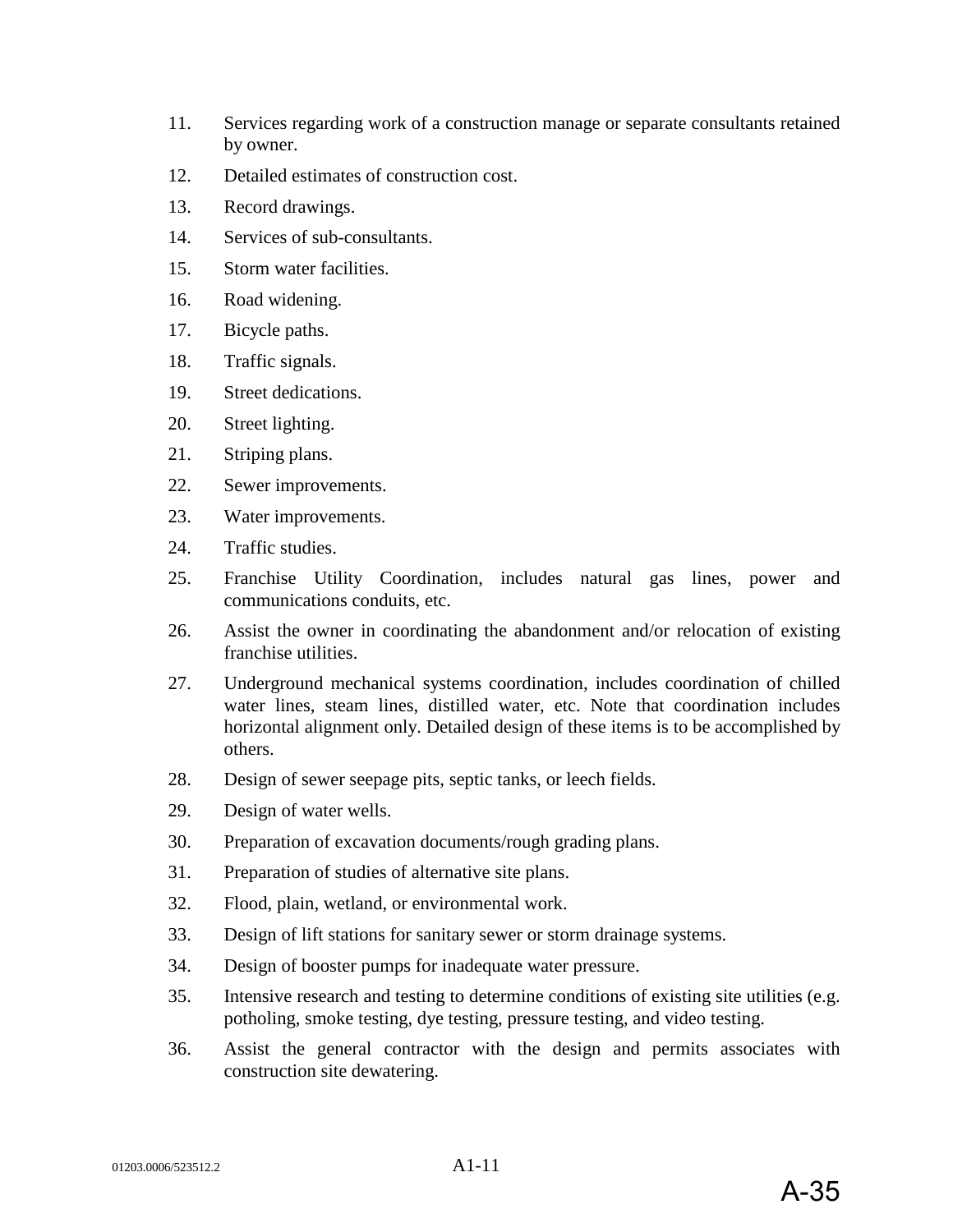11. Services regarding work of a construction manage or separate consultants retained by owner.
12. Detailed estimates of construction cost.
13. Record drawings.
14. Services of sub-consultants.
15. Storm water facilities.
16. Road widening.
17. Bicycle paths.
18. Traffic signals.
19. Street dedications.
20. Street lighting.
21. Striping plans.
22. Sewer improvements.
23. Water improvements.
24. Traffic studies.
25. Franchise Utility Coordination, includes natural gas lines, power and communications conduits, etc.
26. Assist the owner in coordinating the abandonment and/or relocation of existing franchise utilities.
27. Underground mechanical systems coordination, includes coordination of chilled water lines, steam lines, distilled water, etc. Note that coordination includes horizontal alignment only. Detailed design of these items is to be accomplished by others.
28. Design of sewer seepage pits, septic tanks, or leech fields.
29. Design of water wells.
30. Preparation of excavation documents/rough grading plans.
31. Preparation of studies of alternative site plans.
32. Flood, plain, wetland, or environmental work.
33. Design of lift stations for sanitary sewer or storm drainage systems.
34. Design of booster pumps for inadequate water pressure.
35. Intensive research and testing to determine conditions of existing site utilities (e.g. potholing, smoke testing, dye testing, pressure testing, and video testing.
36. Assist the general contractor with the design and permits associates with construction site dewatering.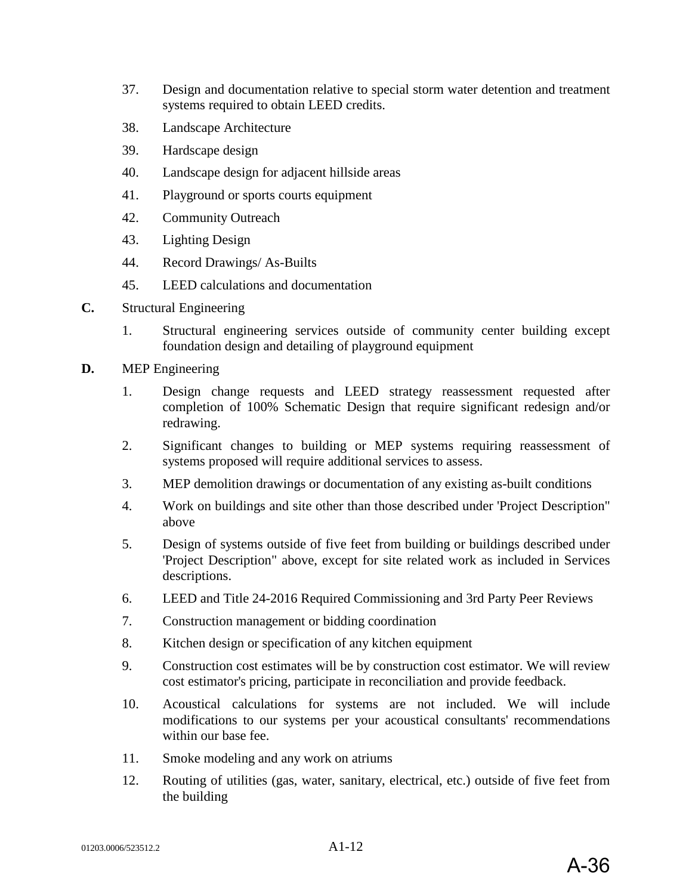37. Design and documentation relative to special storm water detention and treatment systems required to obtain LEED credits.

38. Landscape Architecture

39. Hardscape design

40. Landscape design for adjacent hillside areas

41. Playground or sports courts equipment

42. Community Outreach

43. Lighting Design

44. Record Drawings/ As-Builts

45. LEED calculations and documentation

**C.** Structural Engineering

1. Structural engineering services outside of community center building except foundation design and detailing of playground equipment

**D.** MEP Engineering

1. Design change requests and LEED strategy reassessment requested after completion of 100% Schematic Design that require significant redesign and/or redrawing.

2. Significant changes to building or MEP systems requiring reassessment of systems proposed will require additional services to assess.

3. MEP demolition drawings or documentation of any existing as-built conditions

4. Work on buildings and site other than those described under 'Project Description" above

5. Design of systems outside of five feet from building or buildings described under 'Project Description" above, except for site related work as included in Services descriptions.

6. LEED and Title 24-2016 Required Commissioning and 3rd Party Peer Reviews

7. Construction management or bidding coordination

8. Kitchen design or specification of any kitchen equipment

9. Construction cost estimates will be by construction cost estimator. We will review cost estimator's pricing, participate in reconciliation and provide feedback.

10. Acoustical calculations for systems are not included. We will include modifications to our systems per your acoustical consultants' recommendations within our base fee.

11. Smoke modeling and any work on atriums

12. Routing of utilities (gas, water, sanitary, electrical, etc.) outside of five feet from the building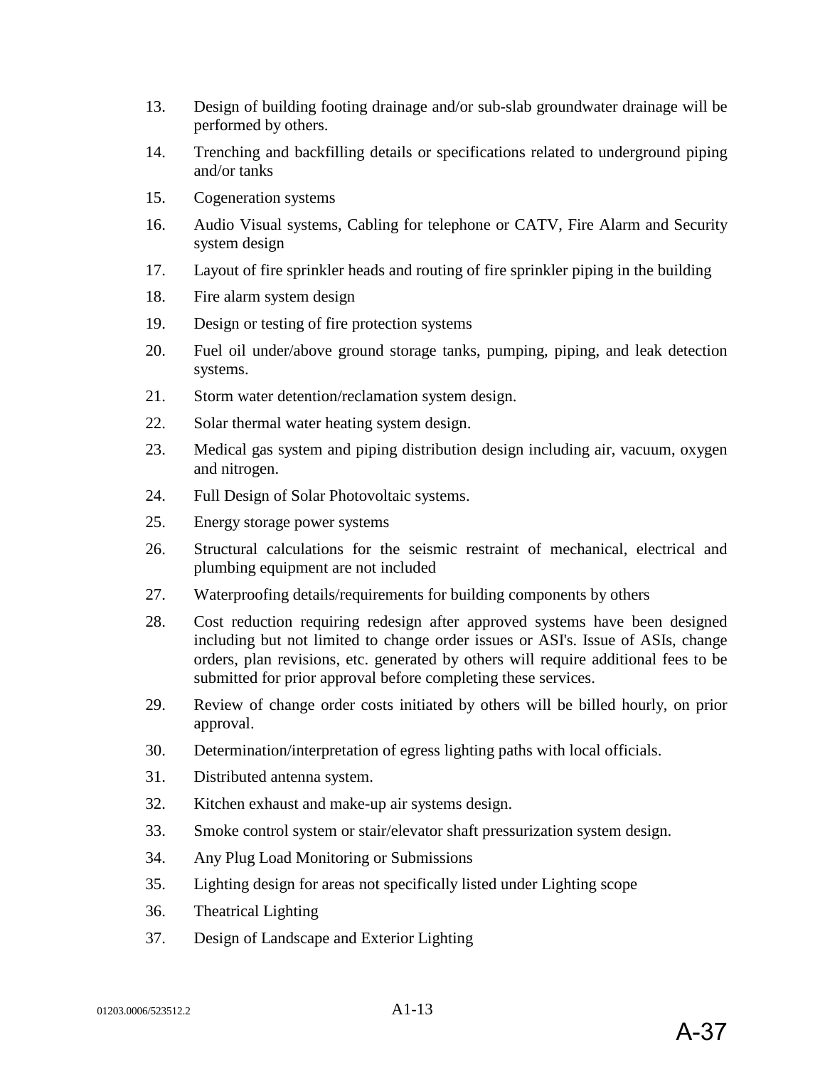13. Design of building footing drainage and/or sub-slab groundwater drainage will be performed by others.
14. Trenching and backfilling details or specifications related to underground piping and/or tanks
15. Cogeneration systems
16. Audio Visual systems, Cabling for telephone or CATV, Fire Alarm and Security system design
17. Layout of fire sprinkler heads and routing of fire sprinkler piping in the building
18. Fire alarm system design
19. Design or testing of fire protection systems
20. Fuel oil under/above ground storage tanks, pumping, piping, and leak detection systems.
21. Storm water detention/reclamation system design.
22. Solar thermal water heating system design.
23. Medical gas system and piping distribution design including air, vacuum, oxygen and nitrogen.
24. Full Design of Solar Photovoltaic systems.
25. Energy storage power systems
26. Structural calculations for the seismic restraint of mechanical, electrical and plumbing equipment are not included
27. Waterproofing details/requirements for building components by others
28. Cost reduction requiring redesign after approved systems have been designed including but not limited to change order issues or ASI's. Issue of ASIs, change orders, plan revisions, etc. generated by others will require additional fees to be submitted for prior approval before completing these services.
29. Review of change order costs initiated by others will be billed hourly, on prior approval.
30. Determination/interpretation of egress lighting paths with local officials.
31. Distributed antenna system.
32. Kitchen exhaust and make-up air systems design.
33. Smoke control system or stair/elevator shaft pressurization system design.
34. Any Plug Load Monitoring or Submissions
35. Lighting design for areas not specifically listed under Lighting scope
36. Theatrical Lighting
37. Design of Landscape and Exterior Lighting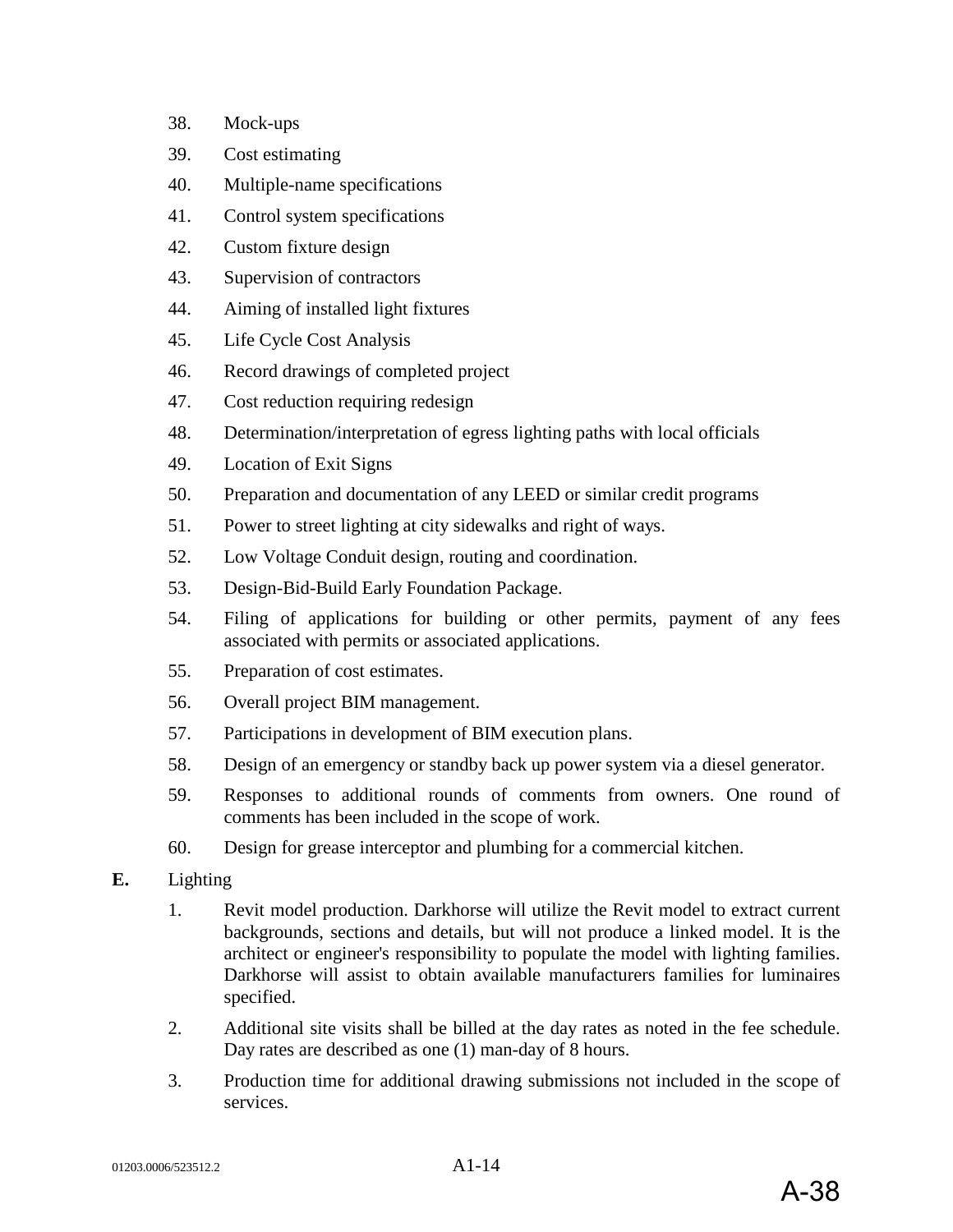38. Mock-ups
39. Cost estimating
40. Multiple-name specifications
41. Control system specifications
42. Custom fixture design
43. Supervision of contractors
44. Aiming of installed light fixtures
45. Life Cycle Cost Analysis
46. Record drawings of completed project
47. Cost reduction requiring redesign
48. Determination/interpretation of egress lighting paths with local officials
49. Location of Exit Signs
50. Preparation and documentation of any LEED or similar credit programs
51. Power to street lighting at city sidewalks and right of ways.
52. Low Voltage Conduit design, routing and coordination.
53. Design-Bid-Build Early Foundation Package.
54. Filing of applications for building or other permits, payment of any fees associated with permits or associated applications.
55. Preparation of cost estimates.
56. Overall project BIM management.
57. Participations in development of BIM execution plans.
58. Design of an emergency or standby back up power system via a diesel generator.
59. Responses to additional rounds of comments from owners. One round of comments has been included in the scope of work.
60. Design for grease interceptor and plumbing for a commercial kitchen.

**E.** Lighting

1. Revit model production. Darkhorse will utilize the Revit model to extract current backgrounds, sections and details, but will not produce a linked model. It is the architect or engineer's responsibility to populate the model with lighting families. Darkhorse will assist to obtain available manufacturers families for luminaires specified.
2. Additional site visits shall be billed at the day rates as noted in the fee schedule. Day rates are described as one (1) man-day of 8 hours.
3. Production time for additional drawing submissions not included in the scope of services.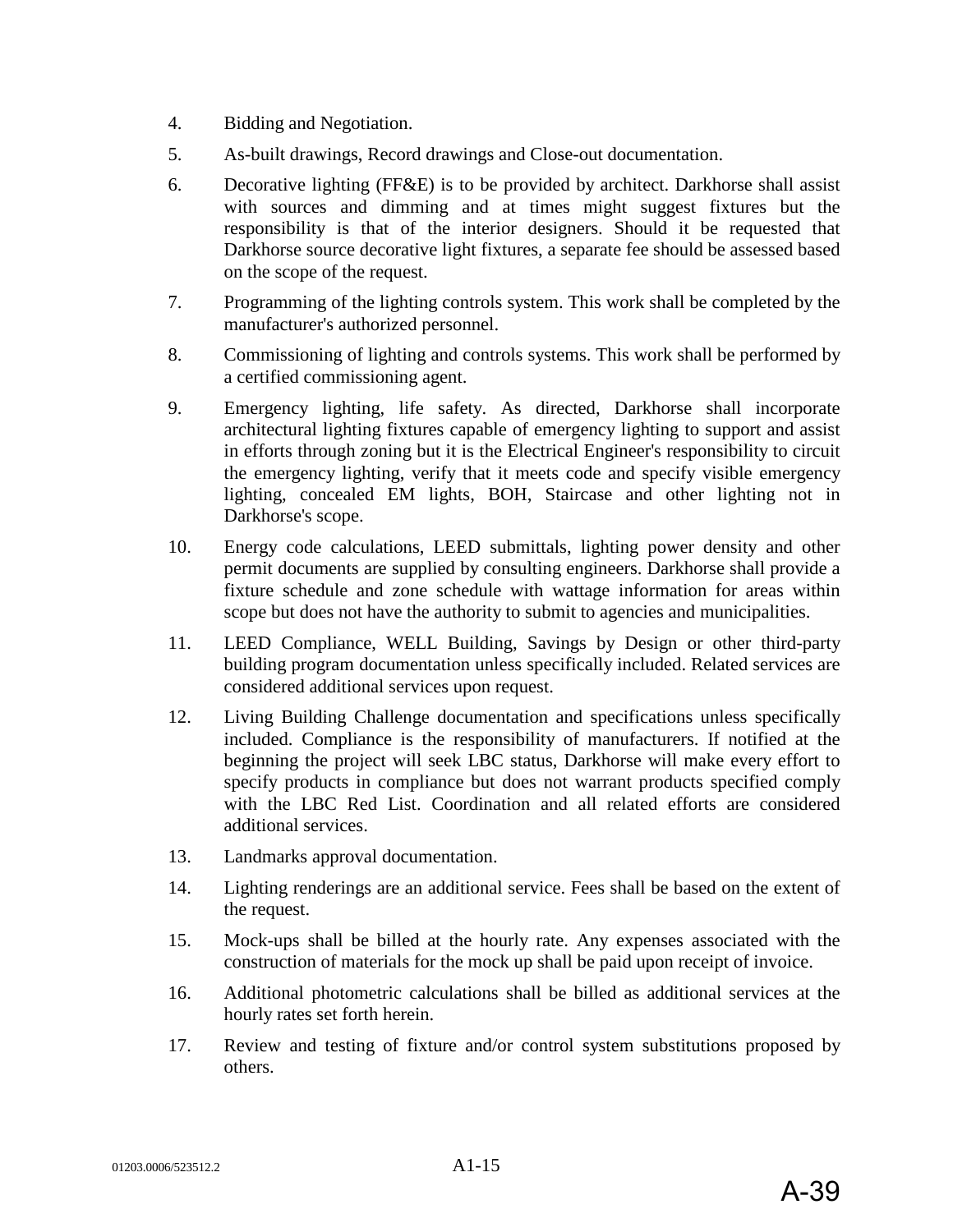4. Bidding and Negotiation.

5. As-built drawings, Record drawings and Close-out documentation.

6. Decorative lighting (FF&E) is to be provided by architect. Darkhorse shall assist with sources and dimming and at times might suggest fixtures but the responsibility is that of the interior designers. Should it be requested that Darkhorse source decorative light fixtures, a separate fee should be assessed based on the scope of the request.

7. Programming of the lighting controls system. This work shall be completed by the manufacturer's authorized personnel.

8. Commissioning of lighting and controls systems. This work shall be performed by a certified commissioning agent.

9. Emergency lighting, life safety. As directed, Darkhorse shall incorporate architectural lighting fixtures capable of emergency lighting to support and assist in efforts through zoning but it is the Electrical Engineer's responsibility to circuit the emergency lighting, verify that it meets code and specify visible emergency lighting, concealed EM lights, BOH, Staircase and other lighting not in Darkhorse's scope.

10. Energy code calculations, LEED submittals, lighting power density and other permit documents are supplied by consulting engineers. Darkhorse shall provide a fixture schedule and zone schedule with wattage information for areas within scope but does not have the authority to submit to agencies and municipalities.

11. LEED Compliance, WELL Building, Savings by Design or other third-party building program documentation unless specifically included. Related services are considered additional services upon request.

12. Living Building Challenge documentation and specifications unless specifically included. Compliance is the responsibility of manufacturers. If notified at the beginning the project will seek LBC status, Darkhorse will make every effort to specify products in compliance but does not warrant products specified comply with the LBC Red List. Coordination and all related efforts are considered additional services.

13. Landmarks approval documentation.

14. Lighting renderings are an additional service. Fees shall be based on the extent of the request.

15. Mock-ups shall be billed at the hourly rate. Any expenses associated with the construction of materials for the mock up shall be paid upon receipt of invoice.

16. Additional photometric calculations shall be billed as additional services at the hourly rates set forth herein.

17. Review and testing of fixture and/or control system substitutions proposed by others.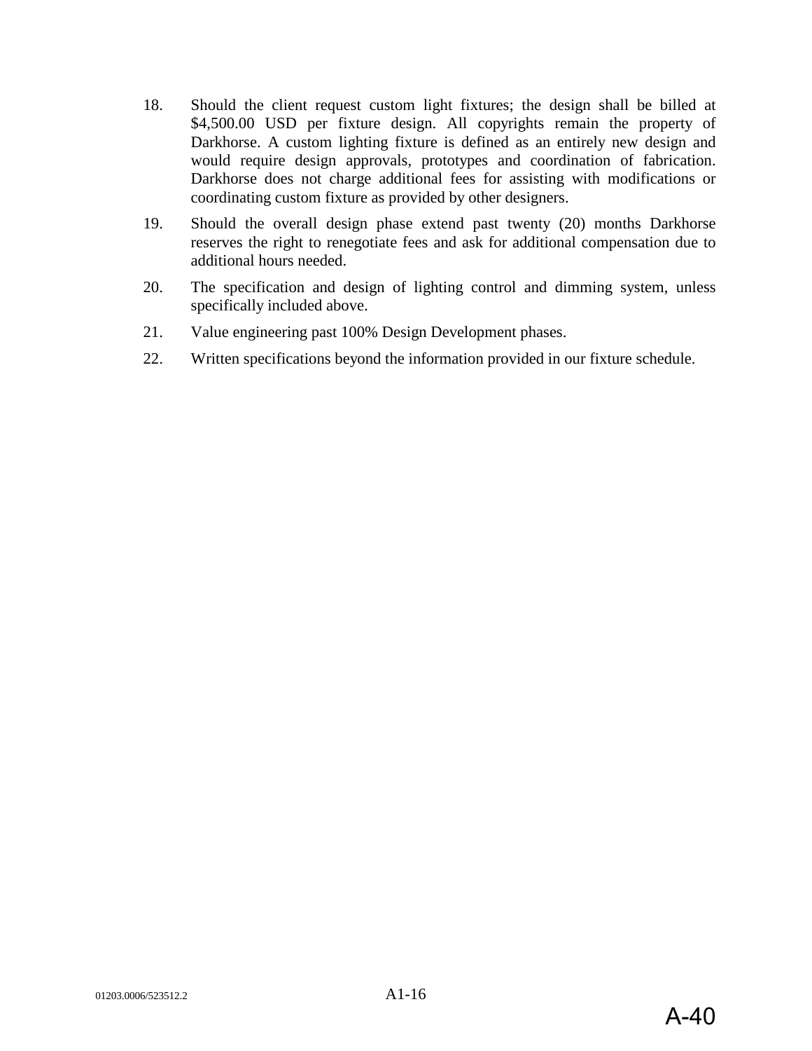18. Should the client request custom light fixtures; the design shall be billed at $4,500.00 USD per fixture design. All copyrights remain the property of Darkhorse. A custom lighting fixture is defined as an entirely new design and would require design approvals, prototypes and coordination of fabrication. Darkhorse does not charge additional fees for assisting with modifications or coordinating custom fixture as provided by other designers.

19. Should the overall design phase extend past twenty (20) months Darkhorse reserves the right to renegotiate fees and ask for additional compensation due to additional hours needed.

20. The specification and design of lighting control and dimming system, unless specifically included above.

21. Value engineering past 100% Design Development phases.

22. Written specifications beyond the information provided in our fixture schedule.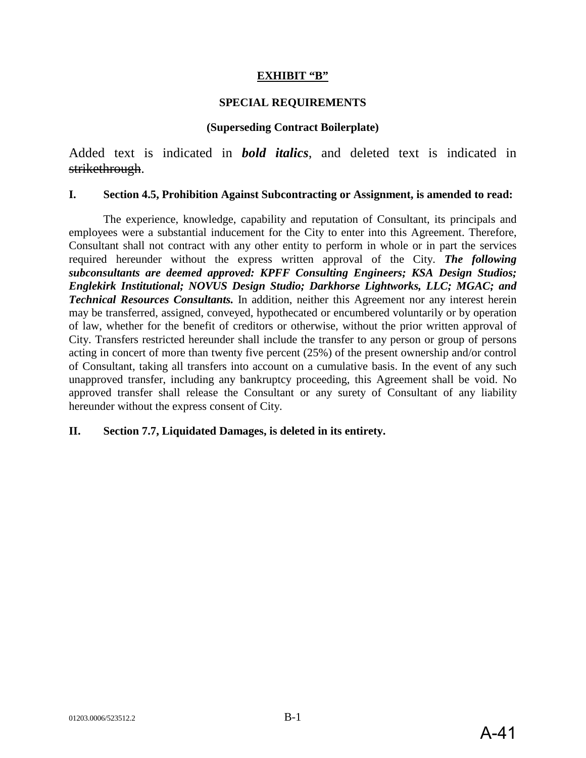**EXHIBIT "B"**

**SPECIAL REQUIREMENTS**

**(Superseding Contract Boilerplate)**

Added text is indicated in ***bold italics***, and deleted text is indicated in ~~strikethrough~~.

**I. Section 4.5, Prohibition Against Subcontracting or Assignment, is amended to read:**

The experience, knowledge, capability and reputation of Consultant, its principals and employees were a substantial inducement for the City to enter into this Agreement. Therefore, Consultant shall not contract with any other entity to perform in whole or in part the services required hereunder without the express written approval of the City. ***The following subconsultants are deemed approved: KPFF Consulting Engineers; KSA Design Studios; Englekirk Institutional; NOVUS Design Studio; Darkhorse Lightworks, LLC; MGAC; and Technical Resources Consultants.*** In addition, neither this Agreement nor any interest herein may be transferred, assigned, conveyed, hypothecated or encumbered voluntarily or by operation of law, whether for the benefit of creditors or otherwise, without the prior written approval of City. Transfers restricted hereunder shall include the transfer to any person or group of persons acting in concert of more than twenty five percent (25%) of the present ownership and/or control of Consultant, taking all transfers into account on a cumulative basis. In the event of any such unapproved transfer, including any bankruptcy proceeding, this Agreement shall be void. No approved transfer shall release the Consultant or any surety of Consultant of any liability hereunder without the express consent of City.

**II. Section 7.7, Liquidated Damages, is deleted in its entirety.**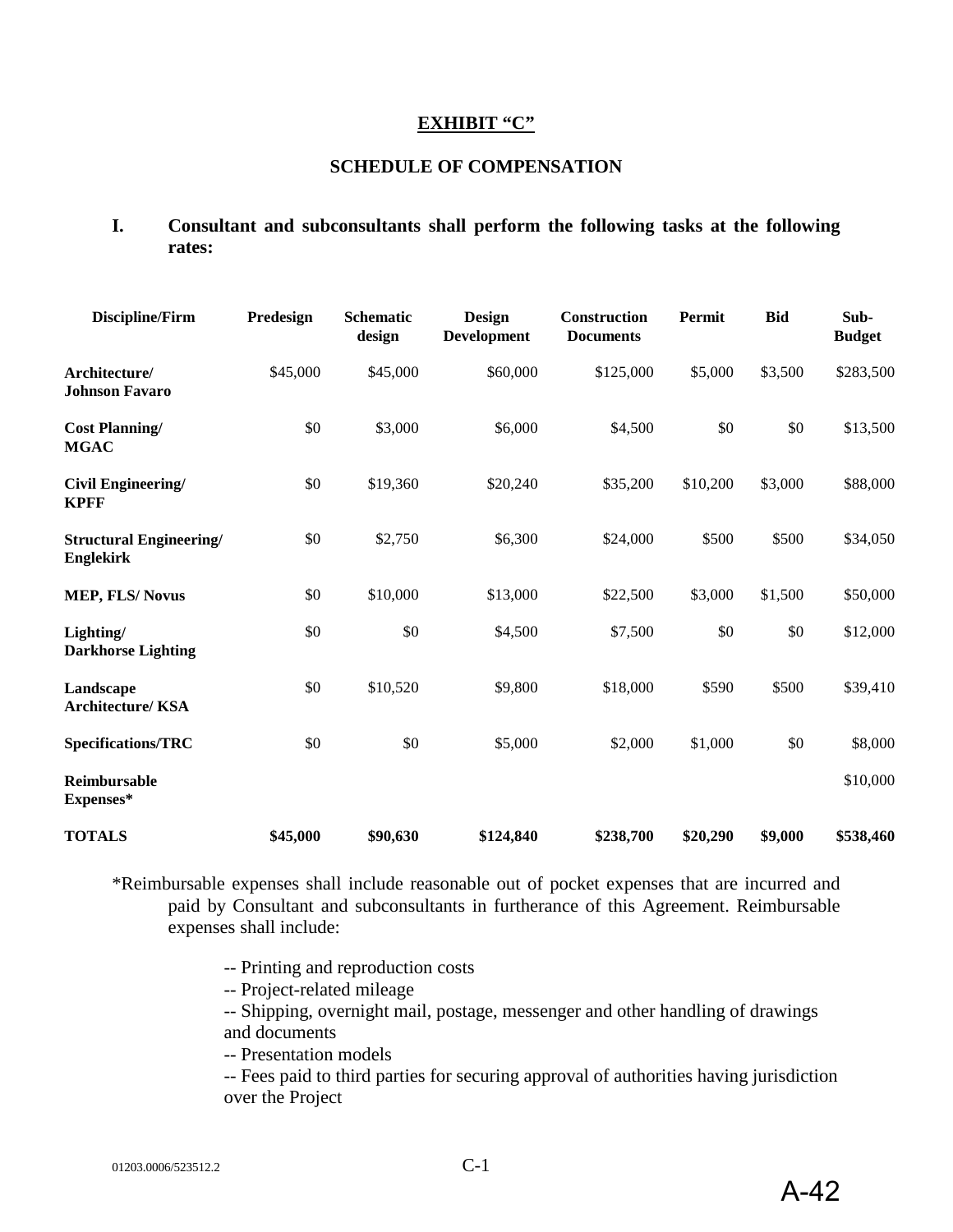## EXHIBIT "C"

## SCHEDULE OF COMPENSATION

**I. Consultant and subconsultants shall perform the following tasks at the following rates:**

| Discipline/Firm | Predesign | Schematic design | Design Development | Construction Documents | Permit | Bid | Sub-Budget |
|---|---|---|---|---|---|---|---|
| **Architecture/ Johnson Favaro** | $45,000 | $45,000 | $60,000 | $125,000 | $5,000 | $3,500 | $283,500 |
| **Cost Planning/ MGAC** | $0 | $3,000 | $6,000 | $4,500 | $0 | $0 | $13,500 |
| **Civil Engineering/ KPFF** | $0 | $19,360 | $20,240 | $35,200 | $10,200 | $3,000 | $88,000 |
| **Structural Engineering/ Englekirk** | $0 | $2,750 | $6,300 | $24,000 | $500 | $500 | $34,050 |
| **MEP, FLS/ Novus** | $0 | $10,000 | $13,000 | $22,500 | $3,000 | $1,500 | $50,000 |
| **Lighting/ Darkhorse Lighting** | $0 | $0 | $4,500 | $7,500 | $0 | $0 | $12,000 |
| **Landscape Architecture/ KSA** | $0 | $10,520 | $9,800 | $18,000 | $590 | $500 | $39,410 |
| **Specifications/TRC** | $0 | $0 | $5,000 | $2,000 | $1,000 | $0 | $8,000 |
| **Reimbursable Expenses*** | | | | | | | $10,000 |
| **TOTALS** | **$45,000** | **$90,630** | **$124,840** | **$238,700** | **$20,290** | **$9,000** | **$538,460** |

*Reimbursable expenses shall include reasonable out of pocket expenses that are incurred and paid by Consultant and subconsultants in furtherance of this Agreement. Reimbursable expenses shall include:

-- Printing and reproduction costs
-- Project-related mileage
-- Shipping, overnight mail, postage, messenger and other handling of drawings and documents
-- Presentation models
-- Fees paid to third parties for securing approval of authorities having jurisdiction over the Project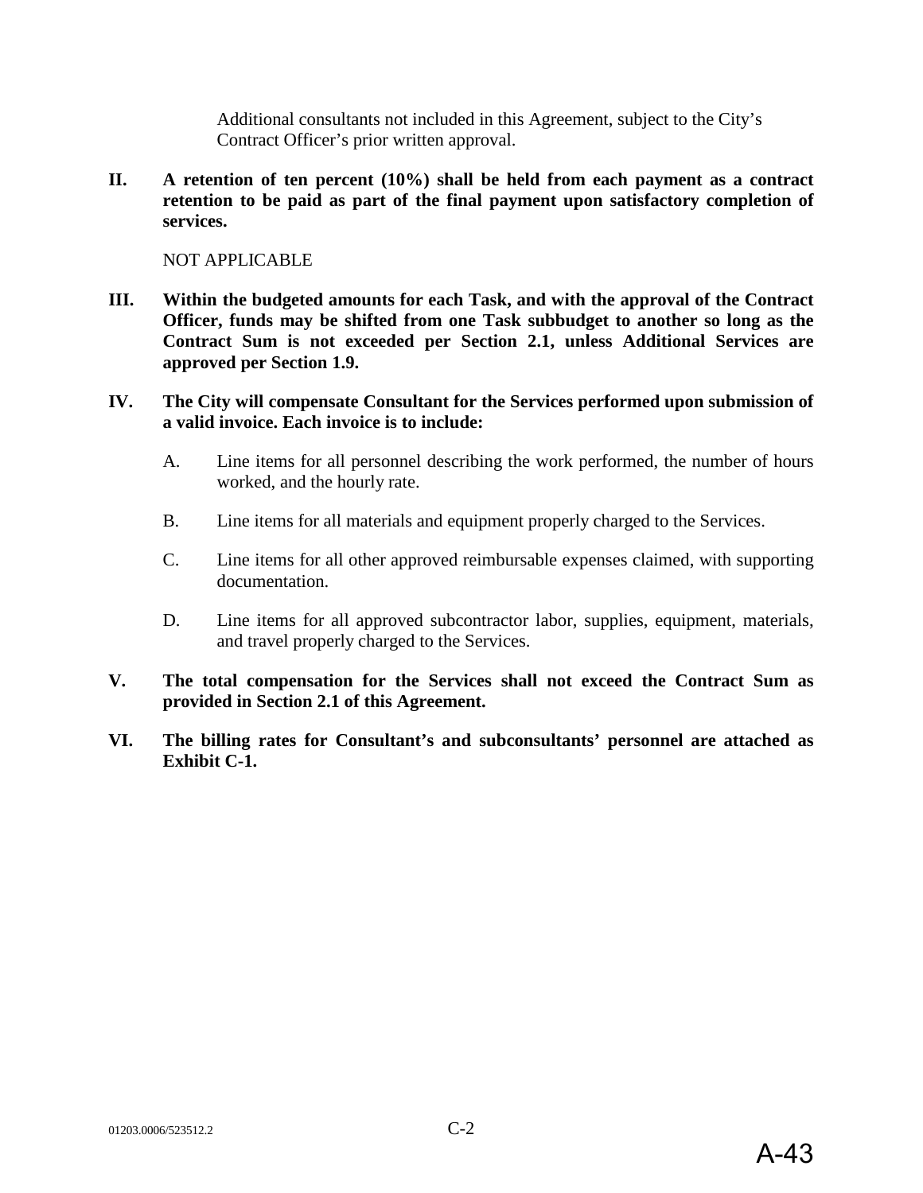Additional consultants not included in this Agreement, subject to the City's Contract Officer's prior written approval.

**II. A retention of ten percent (10%) shall be held from each payment as a contract retention to be paid as part of the final payment upon satisfactory completion of services.**

NOT APPLICABLE

**III. Within the budgeted amounts for each Task, and with the approval of the Contract Officer, funds may be shifted from one Task subbudget to another so long as the Contract Sum is not exceeded per Section 2.1, unless Additional Services are approved per Section 1.9.**

**IV. The City will compensate Consultant for the Services performed upon submission of a valid invoice. Each invoice is to include:**

A. Line items for all personnel describing the work performed, the number of hours worked, and the hourly rate.

B. Line items for all materials and equipment properly charged to the Services.

C. Line items for all other approved reimbursable expenses claimed, with supporting documentation.

D. Line items for all approved subcontractor labor, supplies, equipment, materials, and travel properly charged to the Services.

**V. The total compensation for the Services shall not exceed the Contract Sum as provided in Section 2.1 of this Agreement.**

**VI. The billing rates for Consultant's and subconsultants' personnel are attached as Exhibit C-1.**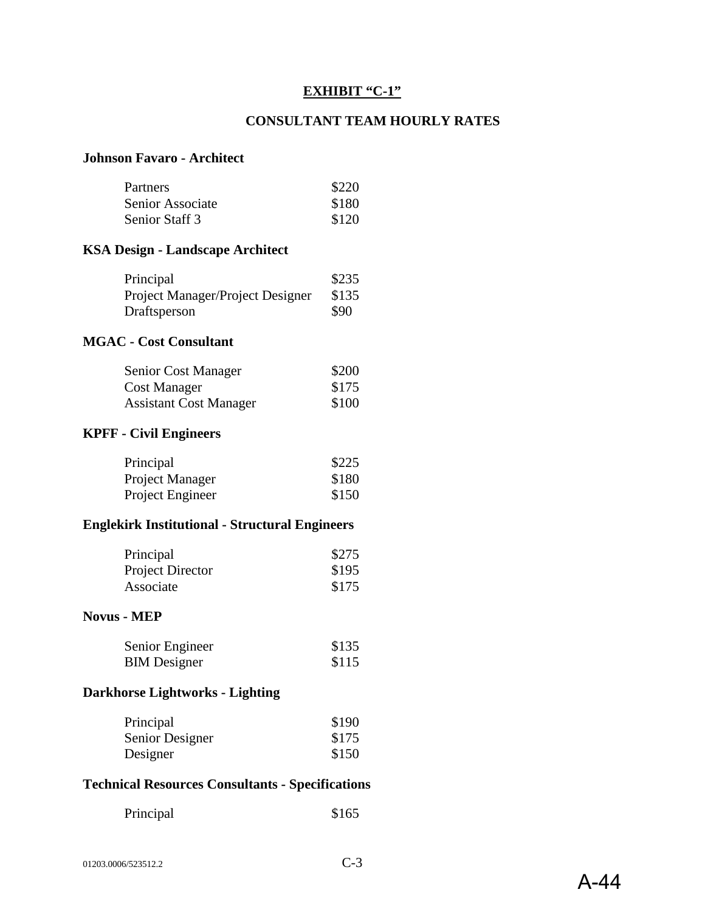## EXHIBIT "C-1"

## CONSULTANT TEAM HOURLY RATES

**Johnson Favaro - Architect**

| | |
|---|---|
| Partners | $220 |
| Senior Associate | $180 |
| Senior Staff 3 | $120 |

**KSA Design - Landscape Architect**

| | |
|---|---|
| Principal | $235 |
| Project Manager/Project Designer | $135 |
| Draftsperson | $90 |

**MGAC - Cost Consultant**

| | |
|---|---|
| Senior Cost Manager | $200 |
| Cost Manager | $175 |
| Assistant Cost Manager | $100 |

**KPFF - Civil Engineers**

| | |
|---|---|
| Principal | $225 |
| Project Manager | $180 |
| Project Engineer | $150 |

**Englekirk Institutional - Structural Engineers**

| | |
|---|---|
| Principal | $275 |
| Project Director | $195 |
| Associate | $175 |

**Novus - MEP**

| | |
|---|---|
| Senior Engineer | $135 |
| BIM Designer | $115 |

**Darkhorse Lightworks - Lighting**

| | |
|---|---|
| Principal | $190 |
| Senior Designer | $175 |
| Designer | $150 |

**Technical Resources Consultants - Specifications**

| | |
|---|---|
| Principal | $165 |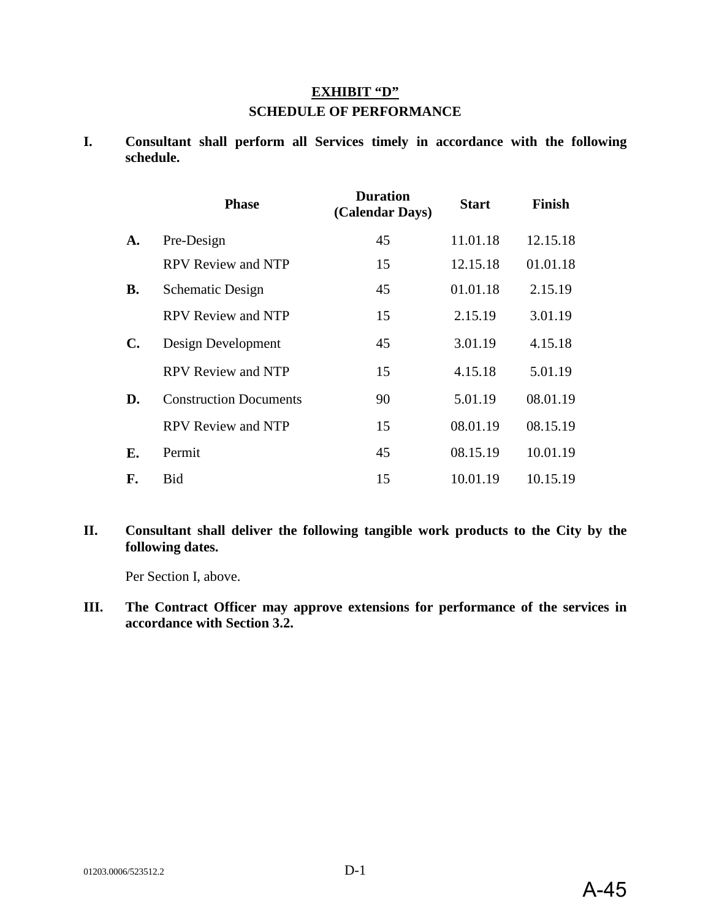# EXHIBIT "D"

## SCHEDULE OF PERFORMANCE

**I. Consultant shall perform all Services timely in accordance with the following schedule.**

| | Phase | Duration (Calendar Days) | Start | Finish |
|---|---|---|---|---|
| **A.** | Pre-Design | 45 | 11.01.18 | 12.15.18 |
| | RPV Review and NTP | 15 | 12.15.18 | 01.01.18 |
| **B.** | Schematic Design | 45 | 01.01.18 | 2.15.19 |
| | RPV Review and NTP | 15 | 2.15.19 | 3.01.19 |
| **C.** | Design Development | 45 | 3.01.19 | 4.15.18 |
| | RPV Review and NTP | 15 | 4.15.18 | 5.01.19 |
| **D.** | Construction Documents | 90 | 5.01.19 | 08.01.19 |
| | RPV Review and NTP | 15 | 08.01.19 | 08.15.19 |
| **E.** | Permit | 45 | 08.15.19 | 10.01.19 |
| **F.** | Bid | 15 | 10.01.19 | 10.15.19 |

**II. Consultant shall deliver the following tangible work products to the City by the following dates.**

Per Section I, above.

**III. The Contract Officer may approve extensions for performance of the services in accordance with Section 3.2.**